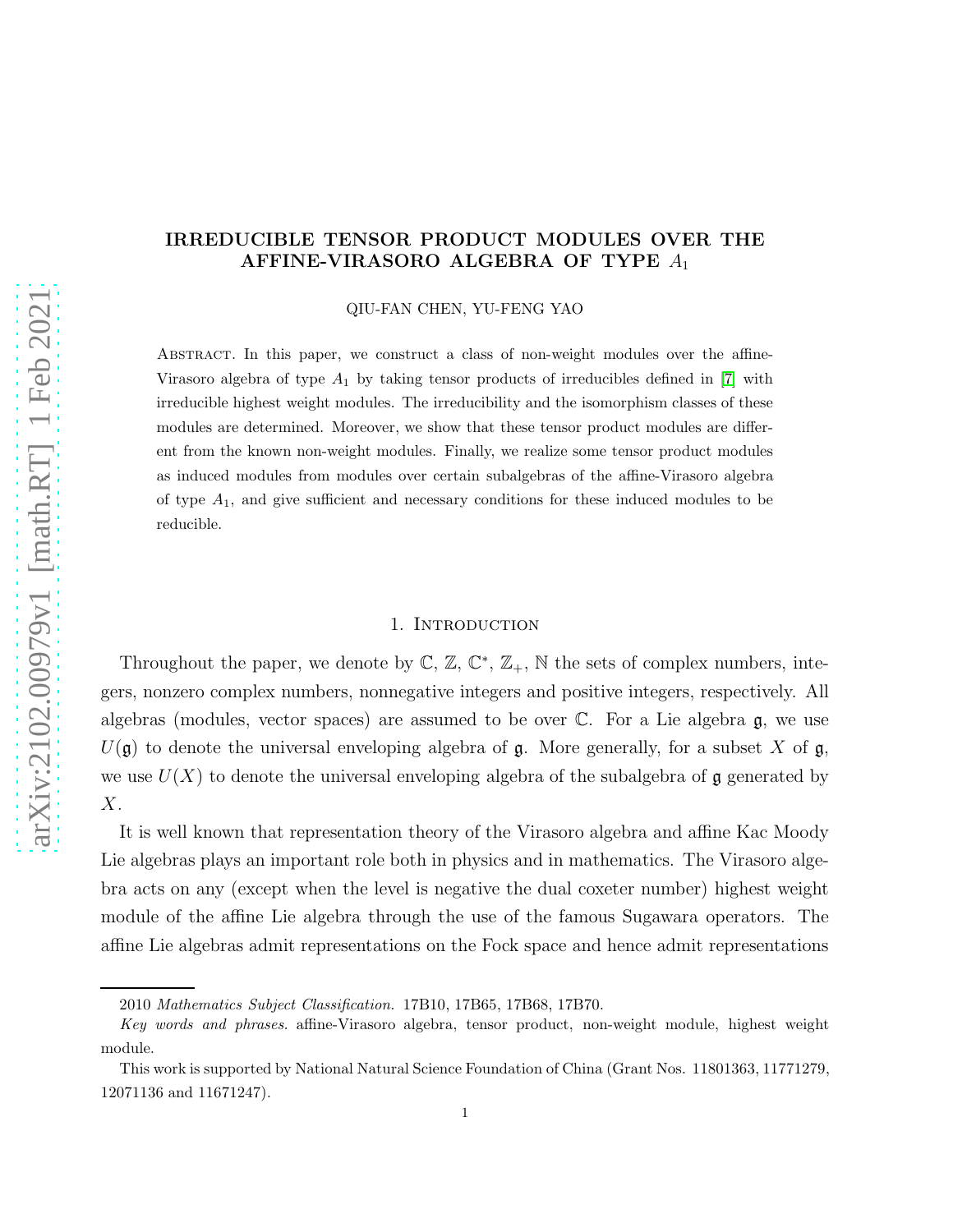# IRREDUCIBLE TENSOR PRODUCT MODULES OVER THE AFFINE-VIRASORO ALGEBRA OF TYPE $A_1$

QIU-FAN CHEN, YU-FENG YAO

Abstract. In this paper, we construct a class of non-weight modules over the affine-Virasoro algebra of type $A_1$ by taking tensor products of irreducibles defined in [7] with irreducible highest weight modules. The irreducibility and the isomorphism classes of these modules are determined. Moreover, we show that these tensor product modules are different from the known non-weight modules. Finally, we realize some tensor product modules as induced modules from modules over certain subalgebras of the affine-Virasoro algebra of type $A_1$, and give sufficient and necessary conditions for these induced modules to be reducible.

## 1. Introduction

Throughout the paper, we denote by $\mathbb{C}$, $\mathbb{Z}$, $\mathbb{C}^*$, $\mathbb{Z}_+$, $\mathbb{N}$ the sets of complex numbers, integers, nonzero complex numbers, nonnegative integers and positive integers, respectively. All algebras (modules, vector spaces) are assumed to be over $\mathbb{C}$. For a Lie algebra $\mathfrak{g}$, we use $U(\mathfrak{g})$ to denote the universal enveloping algebra of $\mathfrak{g}$. More generally, for a subset $X$ of $\mathfrak{g}$, we use $U(X)$ to denote the universal enveloping algebra of the subalgebra of $\mathfrak{g}$ generated by $X$.

It is well known that representation theory of the Virasoro algebra and affine Kac Moody Lie algebras plays an important role both in physics and in mathematics. The Virasoro algebra acts on any (except when the level is negative the dual coxeter number) highest weight module of the affine Lie algebra through the use of the famous Sugawara operators. The affine Lie algebras admit representations on the Fock space and hence admit representations

---

2010 *Mathematics Subject Classification.* 17B10, 17B65, 17B68, 17B70.

*Key words and phrases.* affine-Virasoro algebra, tensor product, non-weight module, highest weight module.

This work is supported by National Natural Science Foundation of China (Grant Nos. 11801363, 11771279, 12071136 and 11671247).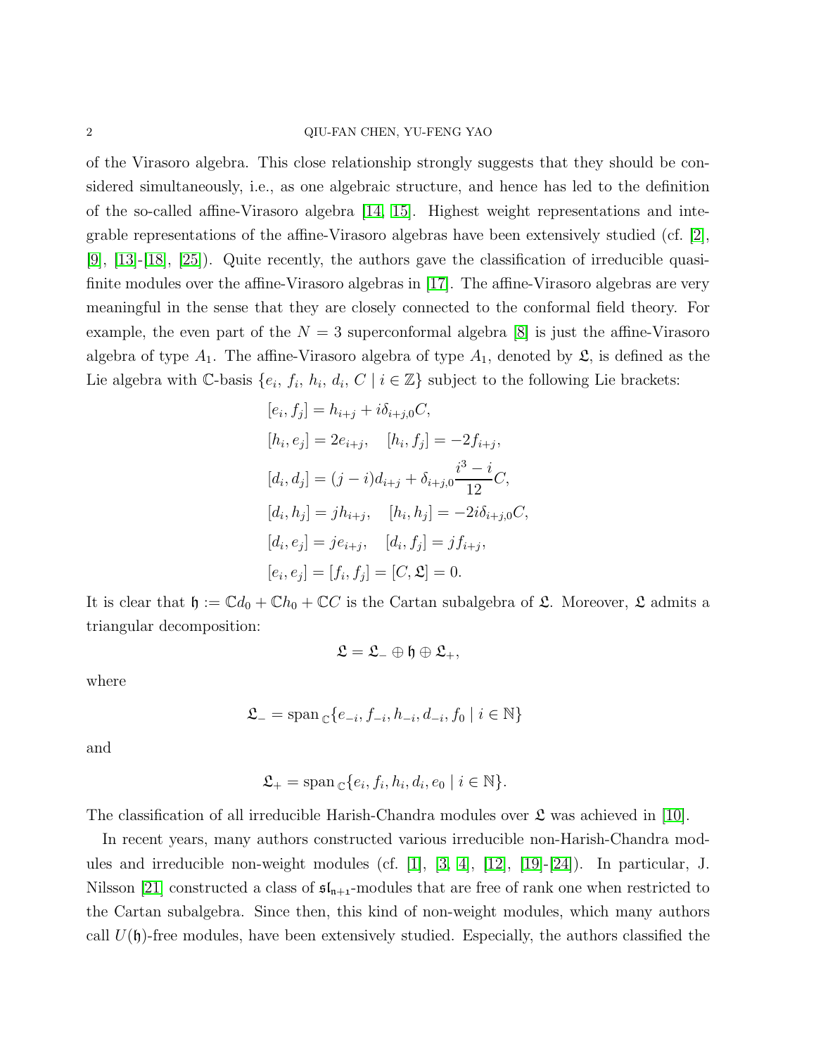of the Virasoro algebra. This close relationship strongly suggests that they should be considered simultaneously, i.e., as one algebraic structure, and hence has led to the definition of the so-called affine-Virasoro algebra [14, 15]. Highest weight representations and integrable representations of the affine-Virasoro algebras have been extensively studied (cf. [2], [9], [13]-[18], [25]). Quite recently, the authors gave the classification of irreducible quasi-finite modules over the affine-Virasoro algebras in [17]. The affine-Virasoro algebras are very meaningful in the sense that they are closely connected to the conformal field theory. For example, the even part of the $N = 3$ superconformal algebra [8] is just the affine-Virasoro algebra of type $A_1$. The affine-Virasoro algebra of type $A_1$, denoted by $\mathfrak{L}$, is defined as the Lie algebra with $\mathbb{C}$-basis $\{e_i, f_i, h_i, d_i, C \mid i \in \mathbb{Z}\}$ subject to the following Lie brackets:

$$
\begin{aligned}
&[e_i, f_j] = h_{i+j} + i\delta_{i+j,0}C, \\
&[h_i, e_j] = 2e_{i+j}, \quad [h_i, f_j] = -2f_{i+j}, \\
&[d_i, d_j] = (j - i)d_{i+j} + \delta_{i+j,0}\frac{i^3 - i}{12}C, \\
&[d_i, h_j] = jh_{i+j}, \quad [h_i, h_j] = -2i\delta_{i+j,0}C, \\
&[d_i, e_j] = je_{i+j}, \quad [d_i, f_j] = jf_{i+j}, \\
&[e_i, e_j] = [f_i, f_j] = [C, \mathfrak{L}] = 0.
\end{aligned}
$$

It is clear that $\mathfrak{h} := \mathbb{C}d_0 + \mathbb{C}h_0 + \mathbb{C}C$ is the Cartan subalgebra of $\mathfrak{L}$. Moreover, $\mathfrak{L}$ admits a triangular decomposition:

$$
\mathfrak{L} = \mathfrak{L}_- \oplus \mathfrak{h} \oplus \mathfrak{L}_+,
$$

where

$$
\mathfrak{L}_- = \operatorname{span}_{\mathbb{C}}\{e_{-i}, f_{-i}, h_{-i}, d_{-i}, f_0 \mid i \in \mathbb{N}\}
$$

and

$$
\mathfrak{L}_+ = \operatorname{span}_{\mathbb{C}}\{e_i, f_i, h_i, d_i, e_0 \mid i \in \mathbb{N}\}.
$$

The classification of all irreducible Harish-Chandra modules over $\mathfrak{L}$ was achieved in [10].

In recent years, many authors constructed various irreducible non-Harish-Chandra modules and irreducible non-weight modules (cf. [1], [3, 4], [12], [19]-[24]). In particular, J. Nilsson [21] constructed a class of $\mathfrak{sl}_{n+1}$-modules that are free of rank one when restricted to the Cartan subalgebra. Since then, this kind of non-weight modules, which many authors call $U(\mathfrak{h})$-free modules, have been extensively studied. Especially, the authors classified the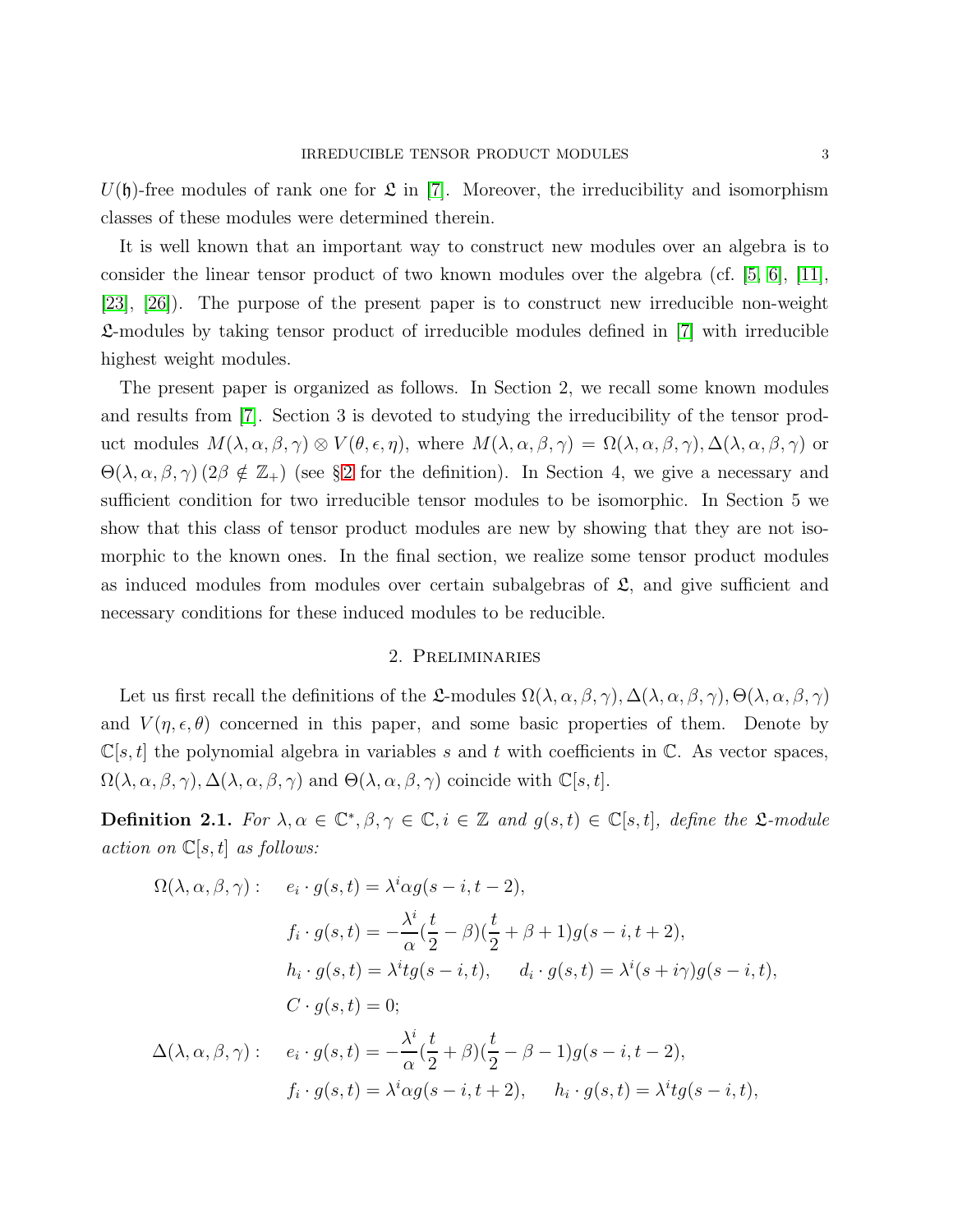$U(\mathfrak{h})$-free modules of rank one for $\mathfrak{L}$ in [7]. Moreover, the irreducibility and isomorphism classes of these modules were determined therein.

It is well known that an important way to construct new modules over an algebra is to consider the linear tensor product of two known modules over the algebra (cf. [5, 6], [11], [23], [26]). The purpose of the present paper is to construct new irreducible non-weight $\mathfrak{L}$-modules by taking tensor product of irreducible modules defined in [7] with irreducible highest weight modules.

The present paper is organized as follows. In Section 2, we recall some known modules and results from [7]. Section 3 is devoted to studying the irreducibility of the tensor product modules $M(\lambda, \alpha, \beta, \gamma) \otimes V(\theta, \epsilon, \eta)$, where $M(\lambda, \alpha, \beta, \gamma) = \Omega(\lambda, \alpha, \beta, \gamma), \Delta(\lambda, \alpha, \beta, \gamma)$ or $\Theta(\lambda, \alpha, \beta, \gamma)\,(2\beta \notin \mathbb{Z}_+)$ (see §2 for the definition). In Section 4, we give a necessary and sufficient condition for two irreducible tensor modules to be isomorphic. In Section 5 we show that this class of tensor product modules are new by showing that they are not isomorphic to the known ones. In the final section, we realize some tensor product modules as induced modules from modules over certain subalgebras of $\mathfrak{L}$, and give sufficient and necessary conditions for these induced modules to be reducible.

## 2. Preliminaries

Let us first recall the definitions of the $\mathfrak{L}$-modules $\Omega(\lambda, \alpha, \beta, \gamma), \Delta(\lambda, \alpha, \beta, \gamma), \Theta(\lambda, \alpha, \beta, \gamma)$ and $V(\eta, \epsilon, \theta)$ concerned in this paper, and some basic properties of them. Denote by $\mathbb{C}[s, t]$ the polynomial algebra in variables $s$ and $t$ with coefficients in $\mathbb{C}$. As vector spaces, $\Omega(\lambda, \alpha, \beta, \gamma), \Delta(\lambda, \alpha, \beta, \gamma)$ and $\Theta(\lambda, \alpha, \beta, \gamma)$ coincide with $\mathbb{C}[s, t]$.

**Definition 2.1.** *For $\lambda, \alpha \in \mathbb{C}^*, \beta, \gamma \in \mathbb{C}, i \in \mathbb{Z}$ and $g(s, t) \in \mathbb{C}[s, t]$, define the $\mathfrak{L}$-module action on $\mathbb{C}[s, t]$ as follows:*

$$
\begin{aligned}
\Omega(\lambda, \alpha, \beta, \gamma): \quad & e_i \cdot g(s, t) = \lambda^i \alpha g(s - i, t - 2), \\
& f_i \cdot g(s, t) = -\frac{\lambda^i}{\alpha}(\frac{t}{2} - \beta)(\frac{t}{2} + \beta + 1) g(s - i, t + 2), \\
& h_i \cdot g(s, t) = \lambda^i t g(s - i, t), \qquad d_i \cdot g(s, t) = \lambda^i (s + i\gamma) g(s - i, t), \\
& C \cdot g(s, t) = 0; \\
\Delta(\lambda, \alpha, \beta, \gamma): \quad & e_i \cdot g(s, t) = -\frac{\lambda^i}{\alpha}(\frac{t}{2} + \beta)(\frac{t}{2} - \beta - 1) g(s - i, t - 2), \\
& f_i \cdot g(s, t) = \lambda^i \alpha g(s - i, t + 2), \qquad h_i \cdot g(s, t) = \lambda^i t g(s - i, t),
\end{aligned}
$$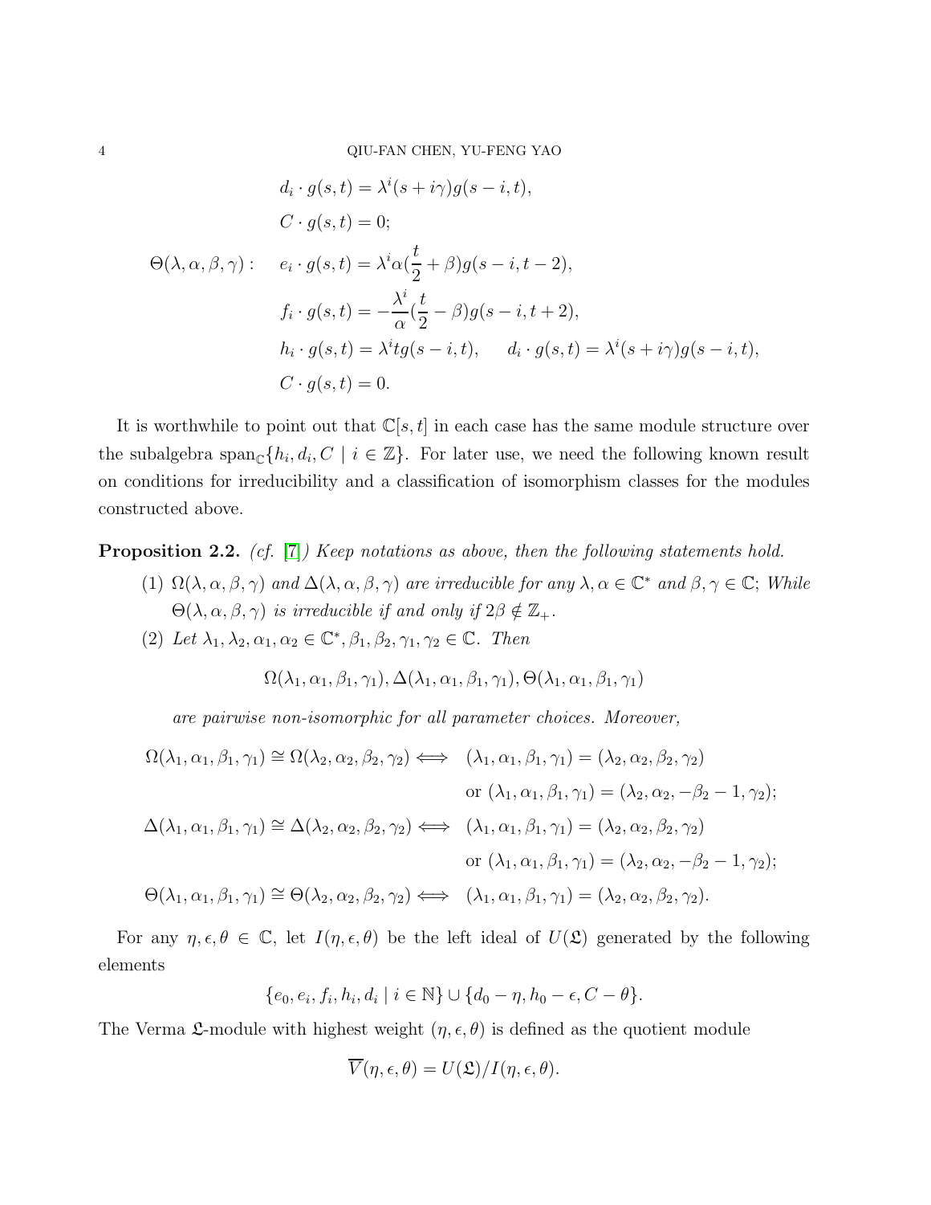$$
\begin{aligned}
& d_i \cdot g(s,t) = \lambda^i (s+i\gamma) g(s-i,t), \\
& C \cdot g(s,t) = 0;
\end{aligned}
$$

$$
\Theta(\lambda,\alpha,\beta,\gamma): \quad
\begin{aligned}
& e_i \cdot g(s,t) = \lambda^i \alpha (\frac{t}{2}+\beta) g(s-i,t-2), \\
& f_i \cdot g(s,t) = -\frac{\lambda^i}{\alpha}(\frac{t}{2}-\beta) g(s-i,t+2), \\
& h_i \cdot g(s,t) = \lambda^i t g(s-i,t), \qquad d_i \cdot g(s,t) = \lambda^i (s+i\gamma) g(s-i,t), \\
& C \cdot g(s,t) = 0.
\end{aligned}
$$

It is worthwhile to point out that $\mathbb{C}[s,t]$ in each case has the same module structure over the subalgebra $\mathrm{span}_{\mathbb{C}}\{h_i, d_i, C \mid i \in \mathbb{Z}\}$. For later use, we need the following known result on conditions for irreducibility and a classification of isomorphism classes for the modules constructed above.

**Proposition 2.2.** *(cf. [7]) Keep notations as above, then the following statements hold.*

1. *$\Omega(\lambda,\alpha,\beta,\gamma)$ and $\Delta(\lambda,\alpha,\beta,\gamma)$ are irreducible for any $\lambda,\alpha \in \mathbb{C}^*$ and $\beta,\gamma \in \mathbb{C}$; While $\Theta(\lambda,\alpha,\beta,\gamma)$ is irreducible if and only if $2\beta \notin \mathbb{Z}_+$.*
2. *Let $\lambda_1,\lambda_2,\alpha_1,\alpha_2 \in \mathbb{C}^*, \beta_1,\beta_2,\gamma_1,\gamma_2 \in \mathbb{C}$. Then*

$$
\Omega(\lambda_1,\alpha_1,\beta_1,\gamma_1), \Delta(\lambda_1,\alpha_1,\beta_1,\gamma_1), \Theta(\lambda_1,\alpha_1,\beta_1,\gamma_1)
$$

*are pairwise non-isomorphic for all parameter choices. Moreover,*

$$
\begin{aligned}
\Omega(\lambda_1,\alpha_1,\beta_1,\gamma_1) \cong \Omega(\lambda_2,\alpha_2,\beta_2,\gamma_2) \iff & \quad (\lambda_1,\alpha_1,\beta_1,\gamma_1) = (\lambda_2,\alpha_2,\beta_2,\gamma_2) \\
& \quad \text{or } (\lambda_1,\alpha_1,\beta_1,\gamma_1) = (\lambda_2,\alpha_2,-\beta_2-1,\gamma_2); \\
\Delta(\lambda_1,\alpha_1,\beta_1,\gamma_1) \cong \Delta(\lambda_2,\alpha_2,\beta_2,\gamma_2) \iff & \quad (\lambda_1,\alpha_1,\beta_1,\gamma_1) = (\lambda_2,\alpha_2,\beta_2,\gamma_2) \\
& \quad \text{or } (\lambda_1,\alpha_1,\beta_1,\gamma_1) = (\lambda_2,\alpha_2,-\beta_2-1,\gamma_2); \\
\Theta(\lambda_1,\alpha_1,\beta_1,\gamma_1) \cong \Theta(\lambda_2,\alpha_2,\beta_2,\gamma_2) \iff & \quad (\lambda_1,\alpha_1,\beta_1,\gamma_1) = (\lambda_2,\alpha_2,\beta_2,\gamma_2).
\end{aligned}
$$

For any $\eta,\epsilon,\theta \in \mathbb{C}$, let $I(\eta,\epsilon,\theta)$ be the left ideal of $U(\mathfrak{L})$ generated by the following elements

$$
\{e_0, e_i, f_i, h_i, d_i \mid i \in \mathbb{N}\} \cup \{d_0 - \eta, h_0 - \epsilon, C - \theta\}.
$$

The Verma $\mathfrak{L}$-module with highest weight $(\eta,\epsilon,\theta)$ is defined as the quotient module

$$
\overline{V}(\eta,\epsilon,\theta) = U(\mathfrak{L})/I(\eta,\epsilon,\theta).
$$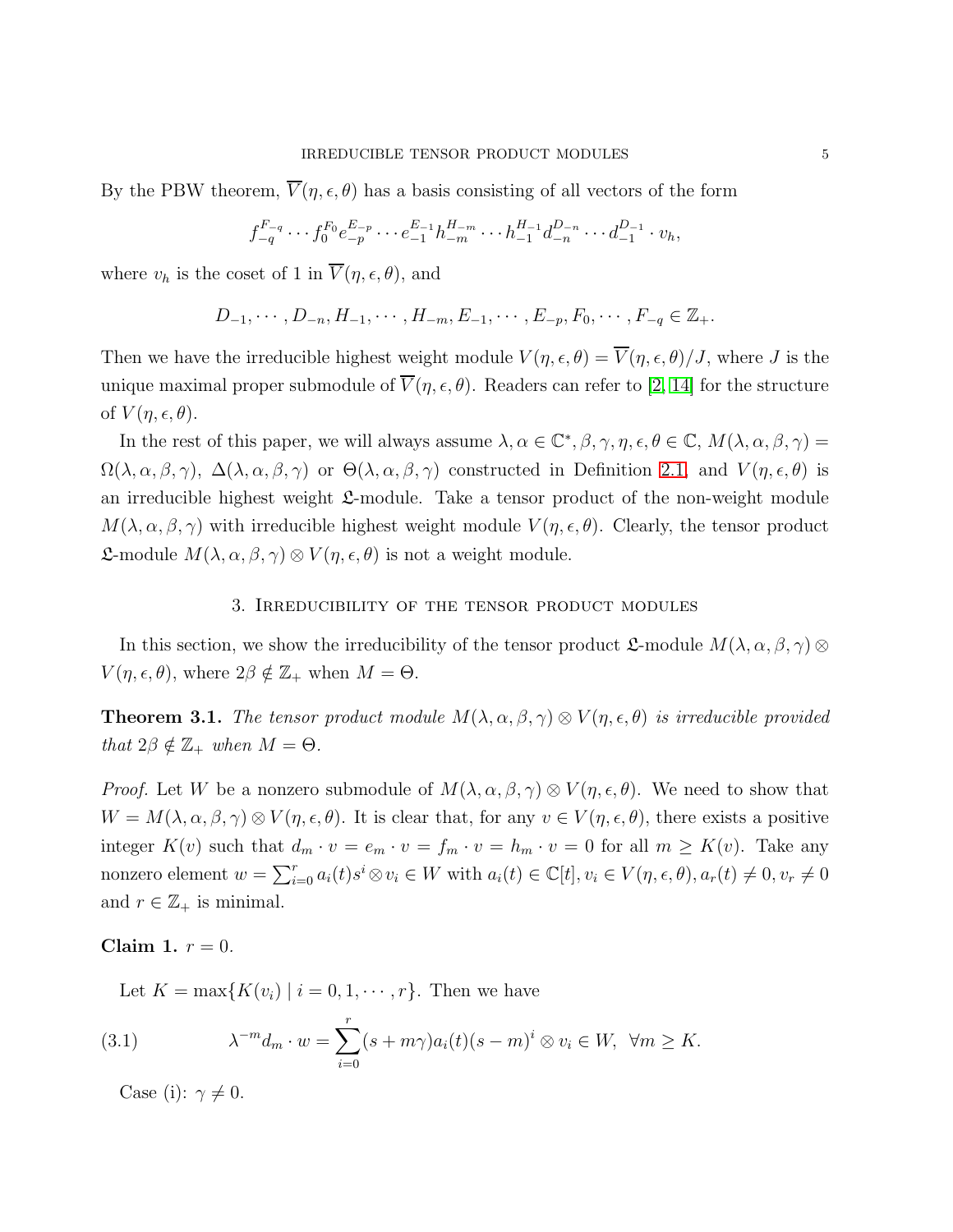By the PBW theorem, $\overline{V}(\eta, \epsilon, \theta)$ has a basis consisting of all vectors of the form

$$f_{-q}^{F_{-q}} \cdots f_0^{F_0} e_{-p}^{E_{-p}} \cdots e_{-1}^{E_{-1}} h_{-m}^{H_{-m}} \cdots h_{-1}^{H_{-1}} d_{-n}^{D_{-n}} \cdots d_{-1}^{D_{-1}} \cdot v_h,$$

where $v_h$ is the coset of 1 in $\overline{V}(\eta, \epsilon, \theta)$, and

$$D_{-1}, \cdots, D_{-n}, H_{-1}, \cdots, H_{-m}, E_{-1}, \cdots, E_{-p}, F_0, \cdots, F_{-q} \in \mathbb{Z}_+.$$

Then we have the irreducible highest weight module $V(\eta, \epsilon, \theta) = \overline{V}(\eta, \epsilon, \theta)/J$, where $J$ is the unique maximal proper submodule of $\overline{V}(\eta, \epsilon, \theta)$. Readers can refer to [2, 14] for the structure of $V(\eta, \epsilon, \theta)$.

In the rest of this paper, we will always assume $\lambda, \alpha \in \mathbb{C}^*, \beta, \gamma, \eta, \epsilon, \theta \in \mathbb{C}$, $M(\lambda, \alpha, \beta, \gamma) = \Omega(\lambda, \alpha, \beta, \gamma)$, $\Delta(\lambda, \alpha, \beta, \gamma)$ or $\Theta(\lambda, \alpha, \beta, \gamma)$ constructed in Definition 2.1, and $V(\eta, \epsilon, \theta)$ is an irreducible highest weight $\mathfrak{L}$-module. Take a tensor product of the non-weight module $M(\lambda, \alpha, \beta, \gamma)$ with irreducible highest weight module $V(\eta, \epsilon, \theta)$. Clearly, the tensor product $\mathfrak{L}$-module $M(\lambda, \alpha, \beta, \gamma) \otimes V(\eta, \epsilon, \theta)$ is not a weight module.

## 3. Irreducibility of the tensor product modules

In this section, we show the irreducibility of the tensor product $\mathfrak{L}$-module $M(\lambda, \alpha, \beta, \gamma) \otimes V(\eta, \epsilon, \theta)$, where $2\beta \notin \mathbb{Z}_+$ when $M = \Theta$.

**Theorem 3.1.** *The tensor product module $M(\lambda, \alpha, \beta, \gamma) \otimes V(\eta, \epsilon, \theta)$ is irreducible provided that $2\beta \notin \mathbb{Z}_+$ when $M = \Theta$.*

*Proof.* Let $W$ be a nonzero submodule of $M(\lambda, \alpha, \beta, \gamma) \otimes V(\eta, \epsilon, \theta)$. We need to show that $W = M(\lambda, \alpha, \beta, \gamma) \otimes V(\eta, \epsilon, \theta)$. It is clear that, for any $v \in V(\eta, \epsilon, \theta)$, there exists a positive integer $K(v)$ such that $d_m \cdot v = e_m \cdot v = f_m \cdot v = h_m \cdot v = 0$ for all $m \geq K(v)$. Take any nonzero element $w = \sum_{i=0}^{r} a_i(t)s^i \otimes v_i \in W$ with $a_i(t) \in \mathbb{C}[t], v_i \in V(\eta, \epsilon, \theta), a_r(t) \neq 0, v_r \neq 0$ and $r \in \mathbb{Z}_+$ is minimal.

**Claim 1.** $r = 0$.

Let $K = \max\{K(v_i) \mid i = 0, 1, \cdots, r\}$. Then we have

$$\lambda^{-m} d_m \cdot w = \sum_{i=0}^{r} (s + m\gamma) a_i(t)(s - m)^i \otimes v_i \in W, \ \ \forall m \geq K. \tag{3.1}$$

Case (i): $\gamma \neq 0$.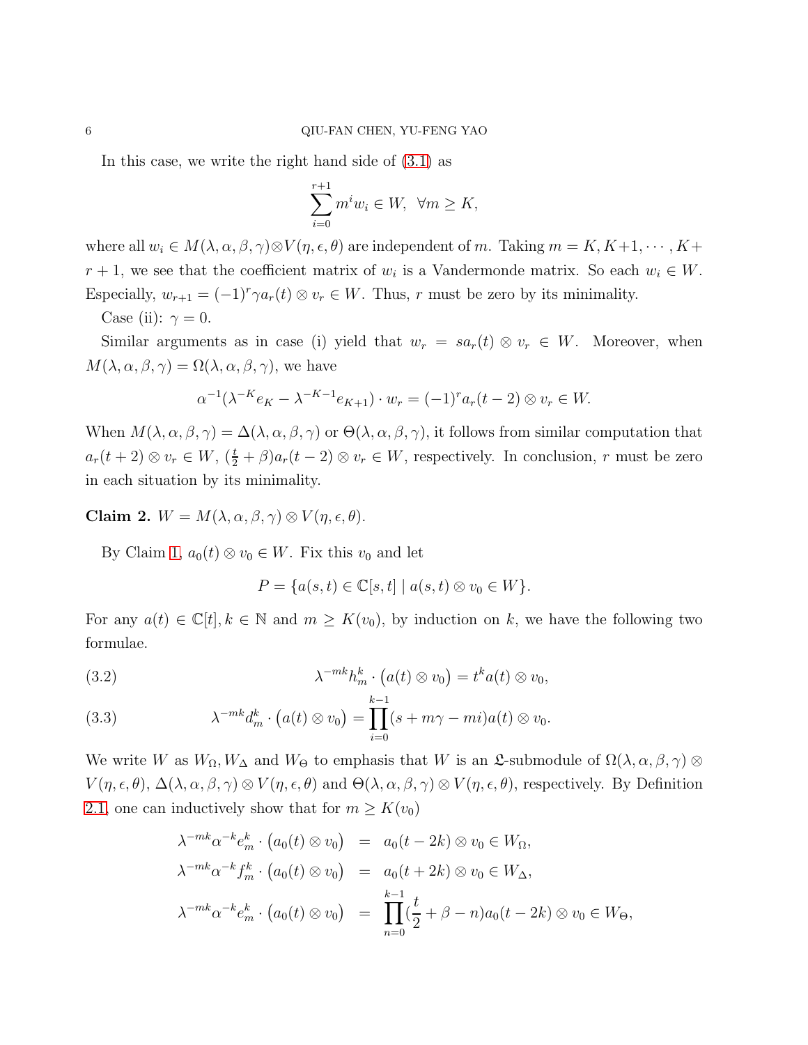In this case, we write the right hand side of (3.1) as

$$\sum_{i=0}^{r+1} m^i w_i \in W, \ \ \forall m \geq K,$$

where all $w_i \in M(\lambda,\alpha,\beta,\gamma)\otimes V(\eta,\epsilon,\theta)$ are independent of $m$. Taking $m = K, K+1, \cdots, K+r+1$, we see that the coefficient matrix of $w_i$ is a Vandermonde matrix. So each $w_i \in W$. Especially, $w_{r+1} = (-1)^r \gamma a_r(t) \otimes v_r \in W$. Thus, $r$ must be zero by its minimality.

Case (ii): $\gamma = 0$.

Similar arguments as in case (i) yield that $w_r = s a_r(t) \otimes v_r \in W$. Moreover, when $M(\lambda,\alpha,\beta,\gamma) = \Omega(\lambda,\alpha,\beta,\gamma)$, we have

$$\alpha^{-1}(\lambda^{-K} e_K - \lambda^{-K-1} e_{K+1}) \cdot w_r = (-1)^r a_r(t-2) \otimes v_r \in W.$$

When $M(\lambda,\alpha,\beta,\gamma) = \Delta(\lambda,\alpha,\beta,\gamma)$ or $\Theta(\lambda,\alpha,\beta,\gamma)$, it follows from similar computation that $a_r(t+2)\otimes v_r \in W$, $(\frac{t}{2}+\beta) a_r(t-2) \otimes v_r \in W$, respectively. In conclusion, $r$ must be zero in each situation by its minimality.

**Claim 2.** $W = M(\lambda,\alpha,\beta,\gamma) \otimes V(\eta,\epsilon,\theta)$.

By Claim 1, $a_0(t) \otimes v_0 \in W$. Fix this $v_0$ and let

$$P = \{a(s,t) \in \mathbb{C}[s,t] \mid a(s,t) \otimes v_0 \in W\}.$$

For any $a(t) \in \mathbb{C}[t], k \in \mathbb{N}$ and $m \geq K(v_0)$, by induction on $k$, we have the following two formulae.

$$\lambda^{-mk} h_m^k \cdot \big(a(t) \otimes v_0\big) = t^k a(t) \otimes v_0, \tag{3.2}$$

$$\lambda^{-mk} d_m^k \cdot \big(a(t) \otimes v_0\big) = \prod_{i=0}^{k-1} (s + m\gamma - mi) a(t) \otimes v_0. \tag{3.3}$$

We write $W$ as $W_\Omega, W_\Delta$ and $W_\Theta$ to emphasis that $W$ is an $\mathfrak{L}$-submodule of $\Omega(\lambda,\alpha,\beta,\gamma) \otimes V(\eta,\epsilon,\theta)$, $\Delta(\lambda,\alpha,\beta,\gamma)\otimes V(\eta,\epsilon,\theta)$ and $\Theta(\lambda,\alpha,\beta,\gamma)\otimes V(\eta,\epsilon,\theta)$, respectively. By Definition 2.1, one can inductively show that for $m \geq K(v_0)$

$$\begin{aligned}
\lambda^{-mk}\alpha^{-k} e_m^k \cdot \big(a_0(t) \otimes v_0\big) &= a_0(t-2k) \otimes v_0 \in W_\Omega, \\
\lambda^{-mk}\alpha^{-k} f_m^k \cdot \big(a_0(t) \otimes v_0\big) &= a_0(t+2k) \otimes v_0 \in W_\Delta, \\
\lambda^{-mk}\alpha^{-k} e_m^k \cdot \big(a_0(t) \otimes v_0\big) &= \prod_{n=0}^{k-1} \Big(\frac{t}{2} + \beta - n\Big) a_0(t-2k) \otimes v_0 \in W_\Theta,
\end{aligned}$$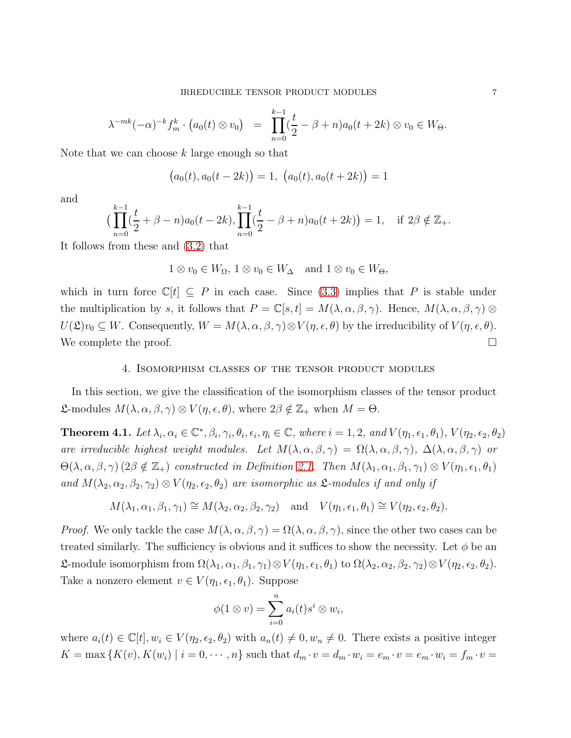$$\lambda^{-mk}(-\alpha)^{-k} f_m^k \cdot \big(a_0(t)\otimes v_0\big) \;=\; \prod_{n=0}^{k-1}(\frac{t}{2}-\beta+n)a_0(t+2k)\otimes v_0 \in W_\Theta.$$

Note that we can choose $k$ large enough so that

$$\big(a_0(t), a_0(t-2k)\big)=1,\ \big(a_0(t), a_0(t+2k)\big)=1$$

and

$$\big(\prod_{n=0}^{k-1}(\frac{t}{2}+\beta-n)a_0(t-2k), \prod_{n=0}^{k-1}(\frac{t}{2}-\beta+n)a_0(t+2k)\big)=1, \quad \text{if } 2\beta\notin\mathbb{Z}_+.$$

It follows from these and (3.2) that

$$1\otimes v_0\in W_\Omega,\ 1\otimes v_0\in W_\Delta \quad \text{and } 1\otimes v_0\in W_\Theta,$$

which in turn force $\mathbb{C}[t]\subseteq P$ in each case. Since (3.3) implies that $P$ is stable under the multiplication by $s$, it follows that $P=\mathbb{C}[s,t]=M(\lambda,\alpha,\beta,\gamma)$. Hence, $M(\lambda,\alpha,\beta,\gamma)\otimes U(\mathfrak{L})v_0\subseteq W$. Consequently, $W=M(\lambda,\alpha,\beta,\gamma)\otimes V(\eta,\epsilon,\theta)$ by the irreducibility of $V(\eta,\epsilon,\theta)$. We complete the proof. $\square$

## 4. Isomorphism classes of the tensor product modules

In this section, we give the classification of the isomorphism classes of the tensor product $\mathfrak{L}$-modules $M(\lambda,\alpha,\beta,\gamma)\otimes V(\eta,\epsilon,\theta)$, where $2\beta\notin\mathbb{Z}_+$ when $M=\Theta$.

**Theorem 4.1.** *Let $\lambda_i,\alpha_i\in\mathbb{C}^*$, $\beta_i,\gamma_i,\theta_i,\epsilon_i,\eta_i\in\mathbb{C}$, where $i=1,2$, and $V(\eta_1,\epsilon_1,\theta_1)$, $V(\eta_2,\epsilon_2,\theta_2)$ are irreducible highest weight modules. Let $M(\lambda,\alpha,\beta,\gamma)=\Omega(\lambda,\alpha,\beta,\gamma)$, $\Delta(\lambda,\alpha,\beta,\gamma)$ or $\Theta(\lambda,\alpha,\beta,\gamma)$ $(2\beta\notin\mathbb{Z}_+)$ constructed in Definition 2.1. Then $M(\lambda_1,\alpha_1,\beta_1,\gamma_1)\otimes V(\eta_1,\epsilon_1,\theta_1)$ and $M(\lambda_2,\alpha_2,\beta_2,\gamma_2)\otimes V(\eta_2,\epsilon_2,\theta_2)$ are isomorphic as $\mathfrak{L}$-modules if and only if*

$$M(\lambda_1,\alpha_1,\beta_1,\gamma_1)\cong M(\lambda_2,\alpha_2,\beta_2,\gamma_2) \quad \text{and} \quad V(\eta_1,\epsilon_1,\theta_1)\cong V(\eta_2,\epsilon_2,\theta_2).$$

*Proof.* We only tackle the case $M(\lambda,\alpha,\beta,\gamma)=\Omega(\lambda,\alpha,\beta,\gamma)$, since the other two cases can be treated similarly. The sufficiency is obvious and it suffices to show the necessity. Let $\phi$ be an $\mathfrak{L}$-module isomorphism from $\Omega(\lambda_1,\alpha_1,\beta_1,\gamma_1)\otimes V(\eta_1,\epsilon_1,\theta_1)$ to $\Omega(\lambda_2,\alpha_2,\beta_2,\gamma_2)\otimes V(\eta_2,\epsilon_2,\theta_2)$. Take a nonzero element $v\in V(\eta_1,\epsilon_1,\theta_1)$. Suppose

$$\phi(1\otimes v)=\sum_{i=0}^{n} a_i(t)s^i\otimes w_i,$$

where $a_i(t)\in\mathbb{C}[t]$, $w_i\in V(\eta_2,\epsilon_2,\theta_2)$ with $a_n(t)\neq 0$, $w_n\neq 0$. There exists a positive integer $K=\max\{K(v),K(w_i)\mid i=0,\cdots,n\}$ such that $d_m\cdot v=d_m\cdot w_i=e_m\cdot v=e_m\cdot w_i=f_m\cdot v=$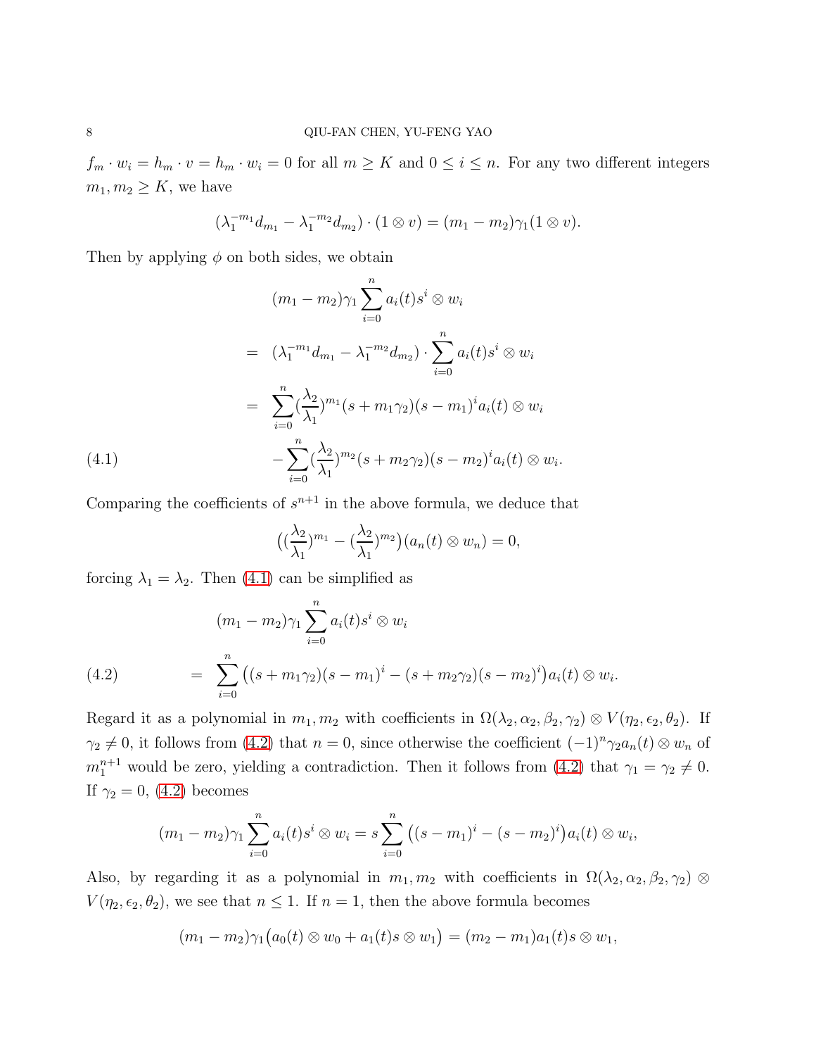$f_m \cdot w_i = h_m \cdot v = h_m \cdot w_i = 0$ for all $m \geq K$ and $0 \leq i \leq n$. For any two different integers $m_1, m_2 \geq K$, we have

$$(\lambda_1^{-m_1} d_{m_1} - \lambda_1^{-m_2} d_{m_2}) \cdot (1 \otimes v) = (m_1 - m_2)\gamma_1 (1 \otimes v).$$

Then by applying $\phi$ on both sides, we obtain

$$\begin{aligned}
& (m_1 - m_2)\gamma_1 \sum_{i=0}^{n} a_i(t) s^i \otimes w_i \\
= \;& (\lambda_1^{-m_1} d_{m_1} - \lambda_1^{-m_2} d_{m_2}) \cdot \sum_{i=0}^{n} a_i(t) s^i \otimes w_i \\
= \;& \sum_{i=0}^{n} (\frac{\lambda_2}{\lambda_1})^{m_1} (s + m_1\gamma_2)(s - m_1)^i a_i(t) \otimes w_i \\
& - \sum_{i=0}^{n} (\frac{\lambda_2}{\lambda_1})^{m_2} (s + m_2\gamma_2)(s - m_2)^i a_i(t) \otimes w_i.
\end{aligned} \tag{4.1}$$

Comparing the coefficients of $s^{n+1}$ in the above formula, we deduce that

$$\big( (\frac{\lambda_2}{\lambda_1})^{m_1} - (\frac{\lambda_2}{\lambda_1})^{m_2} \big)(a_n(t) \otimes w_n) = 0,$$

forcing $\lambda_1 = \lambda_2$. Then (4.1) can be simplified as

$$\begin{aligned}
& (m_1 - m_2)\gamma_1 \sum_{i=0}^{n} a_i(t) s^i \otimes w_i \\
= \;& \sum_{i=0}^{n} \big( (s + m_1\gamma_2)(s - m_1)^i - (s + m_2\gamma_2)(s - m_2)^i \big) a_i(t) \otimes w_i.
\end{aligned} \tag{4.2}$$

Regard it as a polynomial in $m_1, m_2$ with coefficients in $\Omega(\lambda_2, \alpha_2, \beta_2, \gamma_2) \otimes V(\eta_2, \epsilon_2, \theta_2)$. If $\gamma_2 \neq 0$, it follows from (4.2) that $n = 0$, since otherwise the coefficient $(-1)^n \gamma_2 a_n(t) \otimes w_n$ of $m_1^{n+1}$ would be zero, yielding a contradiction. Then it follows from (4.2) that $\gamma_1 = \gamma_2 \neq 0$. If $\gamma_2 = 0$, (4.2) becomes

$$(m_1 - m_2)\gamma_1 \sum_{i=0}^{n} a_i(t) s^i \otimes w_i = s \sum_{i=0}^{n} \big( (s - m_1)^i - (s - m_2)^i \big) a_i(t) \otimes w_i,$$

Also, by regarding it as a polynomial in $m_1, m_2$ with coefficients in $\Omega(\lambda_2, \alpha_2, \beta_2, \gamma_2) \otimes V(\eta_2, \epsilon_2, \theta_2)$, we see that $n \leq 1$. If $n = 1$, then the above formula becomes

$$(m_1 - m_2)\gamma_1 \big( a_0(t) \otimes w_0 + a_1(t) s \otimes w_1 \big) = (m_2 - m_1) a_1(t) s \otimes w_1,$$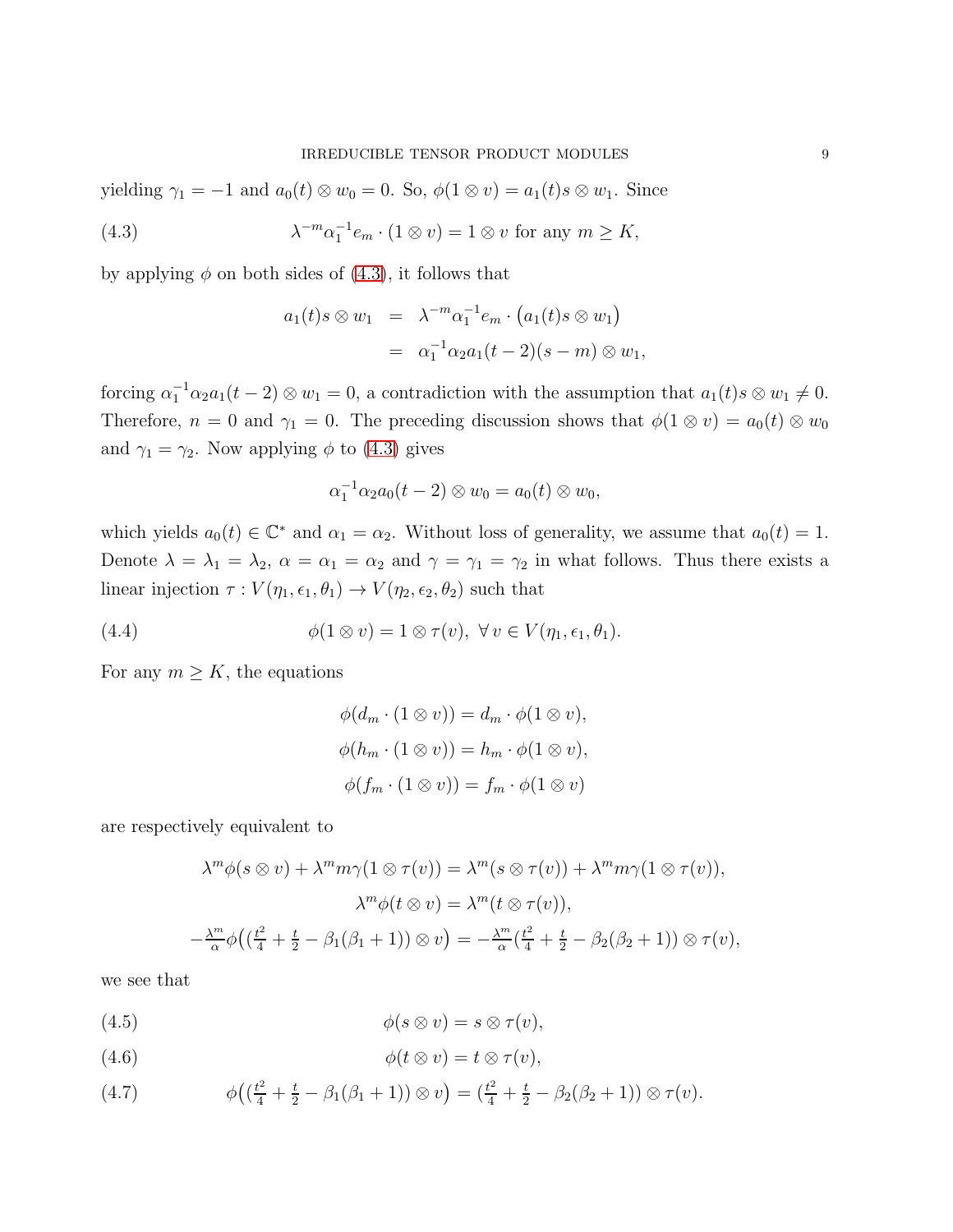yielding $\gamma_1 = -1$ and $a_0(t) \otimes w_0 = 0$. So, $\phi(1 \otimes v) = a_1(t)s \otimes w_1$. Since

$$\lambda^{-m}\alpha_1^{-1}e_m \cdot (1 \otimes v) = 1 \otimes v \text{ for any } m \geq K, \tag{4.3}$$

by applying $\phi$ on both sides of (4.3), it follows that

$$\begin{aligned} a_1(t)s \otimes w_1 &= \lambda^{-m}\alpha_1^{-1}e_m \cdot \big(a_1(t)s \otimes w_1\big) \\ &= \alpha_1^{-1}\alpha_2 a_1(t-2)(s-m) \otimes w_1, \end{aligned}$$

forcing $\alpha_1^{-1}\alpha_2 a_1(t-2) \otimes w_1 = 0$, a contradiction with the assumption that $a_1(t)s \otimes w_1 \neq 0$. Therefore, $n = 0$ and $\gamma_1 = 0$. The preceding discussion shows that $\phi(1 \otimes v) = a_0(t) \otimes w_0$ and $\gamma_1 = \gamma_2$. Now applying $\phi$ to (4.3) gives

$$\alpha_1^{-1}\alpha_2 a_0(t-2) \otimes w_0 = a_0(t) \otimes w_0,$$

which yields $a_0(t) \in \mathbb{C}^*$ and $\alpha_1 = \alpha_2$. Without loss of generality, we assume that $a_0(t) = 1$. Denote $\lambda = \lambda_1 = \lambda_2$, $\alpha = \alpha_1 = \alpha_2$ and $\gamma = \gamma_1 = \gamma_2$ in what follows. Thus there exists a linear injection $\tau : V(\eta_1, \epsilon_1, \theta_1) \to V(\eta_2, \epsilon_2, \theta_2)$ such that

$$\phi(1 \otimes v) = 1 \otimes \tau(v), \ \forall\, v \in V(\eta_1, \epsilon_1, \theta_1). \tag{4.4}$$

For any $m \geq K$, the equations

$$\begin{aligned} \phi(d_m \cdot (1 \otimes v)) &= d_m \cdot \phi(1 \otimes v), \\ \phi(h_m \cdot (1 \otimes v)) &= h_m \cdot \phi(1 \otimes v), \\ \phi(f_m \cdot (1 \otimes v)) &= f_m \cdot \phi(1 \otimes v) \end{aligned}$$

are respectively equivalent to

$$\begin{aligned} \lambda^m \phi(s \otimes v) + \lambda^m m\gamma(1 \otimes \tau(v)) &= \lambda^m(s \otimes \tau(v)) + \lambda^m m\gamma(1 \otimes \tau(v)), \\ \lambda^m \phi(t \otimes v) &= \lambda^m(t \otimes \tau(v)), \\ -\tfrac{\lambda^m}{\alpha}\phi\big((\tfrac{t^2}{4} + \tfrac{t}{2} - \beta_1(\beta_1+1)) \otimes v\big) &= -\tfrac{\lambda^m}{\alpha}(\tfrac{t^2}{4} + \tfrac{t}{2} - \beta_2(\beta_2+1)) \otimes \tau(v), \end{aligned}$$

we see that

$$\phi(s \otimes v) = s \otimes \tau(v), \tag{4.5}$$

$$\phi(t \otimes v) = t \otimes \tau(v), \tag{4.6}$$

$$\phi\big((\tfrac{t^2}{4} + \tfrac{t}{2} - \beta_1(\beta_1+1)) \otimes v\big) = (\tfrac{t^2}{4} + \tfrac{t}{2} - \beta_2(\beta_2+1)) \otimes \tau(v). \tag{4.7}$$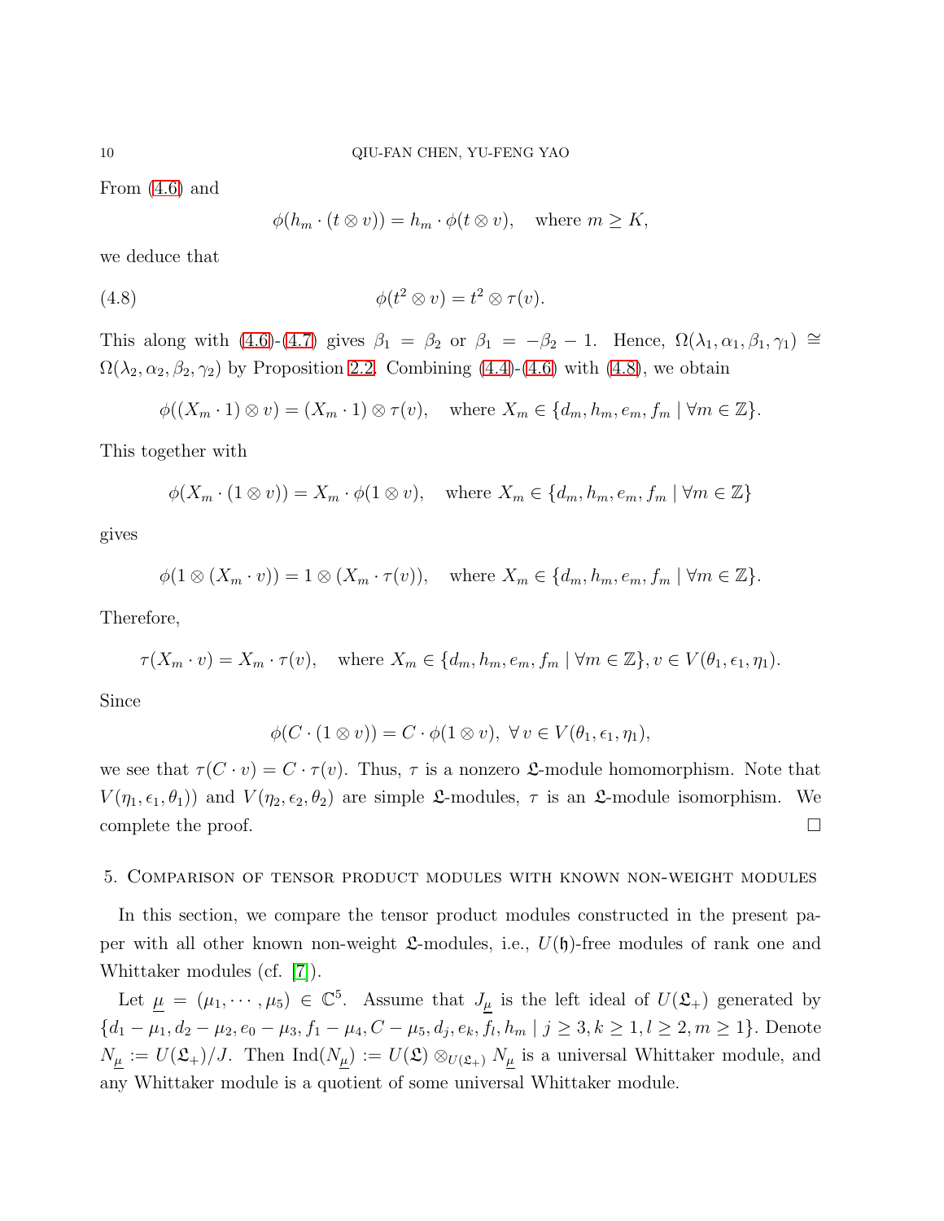From (4.6) and

$$\phi(h_m \cdot (t \otimes v)) = h_m \cdot \phi(t \otimes v), \quad \text{where } m \geq K,$$

we deduce that

$$\phi(t^2 \otimes v) = t^2 \otimes \tau(v). \tag{4.8}$$

This along with (4.6)-(4.7) gives $\beta_1 = \beta_2$ or $\beta_1 = -\beta_2 - 1$. Hence, $\Omega(\lambda_1, \alpha_1, \beta_1, \gamma_1) \cong \Omega(\lambda_2, \alpha_2, \beta_2, \gamma_2)$ by Proposition 2.2. Combining (4.4)-(4.6) with (4.8), we obtain

$$\phi((X_m \cdot 1) \otimes v) = (X_m \cdot 1) \otimes \tau(v), \quad \text{where } X_m \in \{d_m, h_m, e_m, f_m \mid \forall m \in \mathbb{Z}\}.$$

This together with

$$\phi(X_m \cdot (1 \otimes v)) = X_m \cdot \phi(1 \otimes v), \quad \text{where } X_m \in \{d_m, h_m, e_m, f_m \mid \forall m \in \mathbb{Z}\}$$

gives

$$\phi(1 \otimes (X_m \cdot v)) = 1 \otimes (X_m \cdot \tau(v)), \quad \text{where } X_m \in \{d_m, h_m, e_m, f_m \mid \forall m \in \mathbb{Z}\}.$$

Therefore,

$$\tau(X_m \cdot v) = X_m \cdot \tau(v), \quad \text{where } X_m \in \{d_m, h_m, e_m, f_m \mid \forall m \in \mathbb{Z}\}, v \in V(\theta_1, \epsilon_1, \eta_1).$$

Since

$$\phi(C \cdot (1 \otimes v)) = C \cdot \phi(1 \otimes v), \ \forall\, v \in V(\theta_1, \epsilon_1, \eta_1),$$

we see that $\tau(C \cdot v) = C \cdot \tau(v)$. Thus, $\tau$ is a nonzero $\mathfrak{L}$-module homomorphism. Note that $V(\eta_1, \epsilon_1, \theta_1))$ and $V(\eta_2, \epsilon_2, \theta_2)$ are simple $\mathfrak{L}$-modules, $\tau$ is an $\mathfrak{L}$-module isomorphism. We complete the proof. $\square$

## 5. Comparison of tensor product modules with known non-weight modules

In this section, we compare the tensor product modules constructed in the present paper with all other known non-weight $\mathfrak{L}$-modules, i.e., $U(\mathfrak{h})$-free modules of rank one and Whittaker modules (cf. [7]).

Let $\underline{\mu} = (\mu_1, \cdots, \mu_5) \in \mathbb{C}^5$. Assume that $J_{\underline{\mu}}$ is the left ideal of $U(\mathfrak{L}_+)$ generated by $\{d_1 - \mu_1, d_2 - \mu_2, e_0 - \mu_3, f_1 - \mu_4, C - \mu_5, d_j, e_k, f_l, h_m \mid j \geq 3, k \geq 1, l \geq 2, m \geq 1\}$. Denote $N_{\underline{\mu}} := U(\mathfrak{L}_+)/J$. Then $\mathrm{Ind}(N_{\underline{\mu}}) := U(\mathfrak{L}) \otimes_{U(\mathfrak{L}_+)} N_{\underline{\mu}}$ is a universal Whittaker module, and any Whittaker module is a quotient of some universal Whittaker module.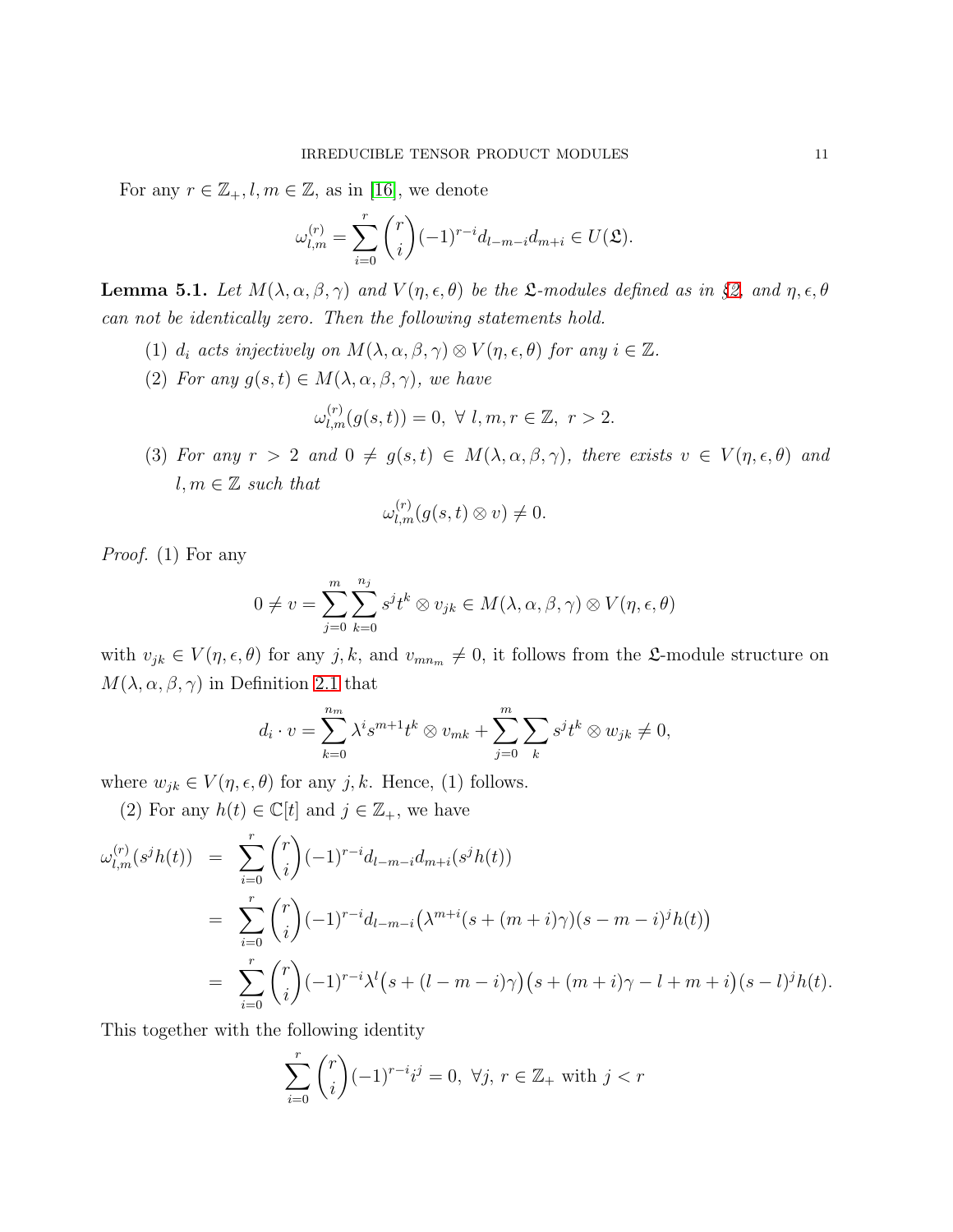For any $r \in \mathbb{Z}_+, l, m \in \mathbb{Z}$, as in [16], we denote

$$\omega_{l,m}^{(r)} = \sum_{i=0}^{r} \binom{r}{i} (-1)^{r-i} d_{l-m-i} d_{m+i} \in U(\mathfrak{L}).$$

**Lemma 5.1.** *Let $M(\lambda, \alpha, \beta, \gamma)$ and $V(\eta, \epsilon, \theta)$ be the $\mathfrak{L}$-modules defined as in §2, and $\eta, \epsilon, \theta$ can not be identically zero. Then the following statements hold.*

1. *$d_i$ acts injectively on $M(\lambda, \alpha, \beta, \gamma) \otimes V(\eta, \epsilon, \theta)$ for any $i \in \mathbb{Z}$.*
2. *For any $g(s,t) \in M(\lambda, \alpha, \beta, \gamma)$, we have*
$$\omega_{l,m}^{(r)}(g(s,t)) = 0, \ \forall \ l, m, r \in \mathbb{Z}, \ r > 2.$$
3. *For any $r > 2$ and $0 \neq g(s,t) \in M(\lambda, \alpha, \beta, \gamma)$, there exists $v \in V(\eta, \epsilon, \theta)$ and $l, m \in \mathbb{Z}$ such that*
$$\omega_{l,m}^{(r)}(g(s,t) \otimes v) \neq 0.$$

*Proof.* (1) For any

$$0 \neq v = \sum_{j=0}^{m} \sum_{k=0}^{n_j} s^j t^k \otimes v_{jk} \in M(\lambda, \alpha, \beta, \gamma) \otimes V(\eta, \epsilon, \theta)$$

with $v_{jk} \in V(\eta, \epsilon, \theta)$ for any $j, k$, and $v_{mn_m} \neq 0$, it follows from the $\mathfrak{L}$-module structure on $M(\lambda, \alpha, \beta, \gamma)$ in Definition 2.1 that

$$d_i \cdot v = \sum_{k=0}^{n_m} \lambda^i s^{m+1} t^k \otimes v_{mk} + \sum_{j=0}^{m} \sum_{k} s^j t^k \otimes w_{jk} \neq 0,$$

where $w_{jk} \in V(\eta, \epsilon, \theta)$ for any $j, k$. Hence, (1) follows.

(2) For any $h(t) \in \mathbb{C}[t]$ and $j \in \mathbb{Z}_+$, we have

$$\begin{aligned}
\omega_{l,m}^{(r)}(s^j h(t)) &= \sum_{i=0}^{r} \binom{r}{i} (-1)^{r-i} d_{l-m-i} d_{m+i} (s^j h(t)) \\
&= \sum_{i=0}^{r} \binom{r}{i} (-1)^{r-i} d_{l-m-i} \big( \lambda^{m+i} (s + (m+i)\gamma)(s - m - i)^j h(t) \big) \\
&= \sum_{i=0}^{r} \binom{r}{i} (-1)^{r-i} \lambda^l \big( s + (l-m-i)\gamma \big) \big( s + (m+i)\gamma - l + m + i \big) (s-l)^j h(t).
\end{aligned}$$

This together with the following identity

$$\sum_{i=0}^{r} \binom{r}{i} (-1)^{r-i} i^j = 0, \ \forall j, \ r \in \mathbb{Z}_+ \text{ with } j < r$$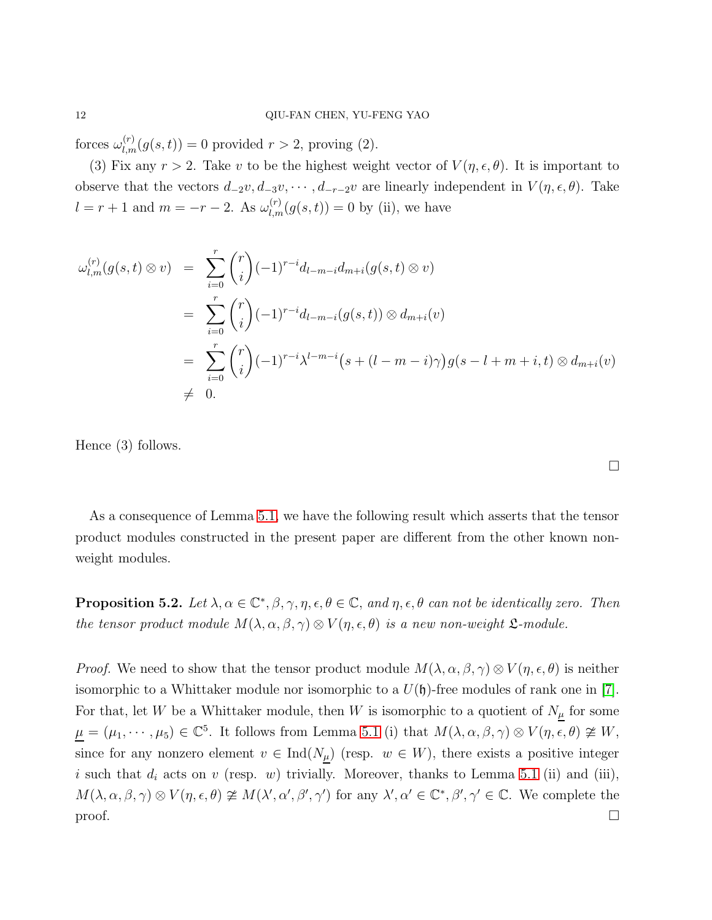forces $\omega_{l,m}^{(r)}(g(s,t)) = 0$ provided $r > 2$, proving (2).

(3) Fix any $r > 2$. Take $v$ to be the highest weight vector of $V(\eta, \epsilon, \theta)$. It is important to observe that the vectors $d_{-2}v, d_{-3}v, \cdots, d_{-r-2}v$ are linearly independent in $V(\eta, \epsilon, \theta)$. Take $l = r + 1$ and $m = -r - 2$. As $\omega_{l,m}^{(r)}(g(s,t)) = 0$ by (ii), we have

$$
\begin{aligned}
\omega_{l,m}^{(r)}(g(s,t) \otimes v) &= \sum_{i=0}^{r} \binom{r}{i} (-1)^{r-i} d_{l-m-i} d_{m+i} (g(s,t) \otimes v) \\
&= \sum_{i=0}^{r} \binom{r}{i} (-1)^{r-i} d_{l-m-i}(g(s,t)) \otimes d_{m+i}(v) \\
&= \sum_{i=0}^{r} \binom{r}{i} (-1)^{r-i} \lambda^{l-m-i} \big(s + (l-m-i)\gamma\big) g(s-l+m+i, t) \otimes d_{m+i}(v) \\
&\neq 0.
\end{aligned}
$$

Hence (3) follows. ∎

As a consequence of Lemma 5.1, we have the following result which asserts that the tensor product modules constructed in the present paper are different from the other known non-weight modules.

**Proposition 5.2.** *Let $\lambda, \alpha \in \mathbb{C}^*, \beta, \gamma, \eta, \epsilon, \theta \in \mathbb{C}$, and $\eta, \epsilon, \theta$ can not be identically zero. Then the tensor product module $M(\lambda, \alpha, \beta, \gamma) \otimes V(\eta, \epsilon, \theta)$ is a new non-weight $\mathfrak{L}$-module.*

*Proof.* We need to show that the tensor product module $M(\lambda, \alpha, \beta, \gamma) \otimes V(\eta, \epsilon, \theta)$ is neither isomorphic to a Whittaker module nor isomorphic to a $U(\mathfrak{h})$-free modules of rank one in [7]. For that, let $W$ be a Whittaker module, then $W$ is isomorphic to a quotient of $N_{\underline{\mu}}$ for some $\underline{\mu} = (\mu_1, \cdots, \mu_5) \in \mathbb{C}^5$. It follows from Lemma 5.1 (i) that $M(\lambda, \alpha, \beta, \gamma) \otimes V(\eta, \epsilon, \theta) \ncong W$, since for any nonzero element $v \in \mathrm{Ind}(N_{\underline{\mu}})$ (resp. $w \in W$), there exists a positive integer $i$ such that $d_i$ acts on $v$ (resp. $w$) trivially. Moreover, thanks to Lemma 5.1 (ii) and (iii), $M(\lambda, \alpha, \beta, \gamma) \otimes V(\eta, \epsilon, \theta) \ncong M(\lambda', \alpha', \beta', \gamma')$ for any $\lambda', \alpha' \in \mathbb{C}^*, \beta', \gamma' \in \mathbb{C}$. We complete the proof. ∎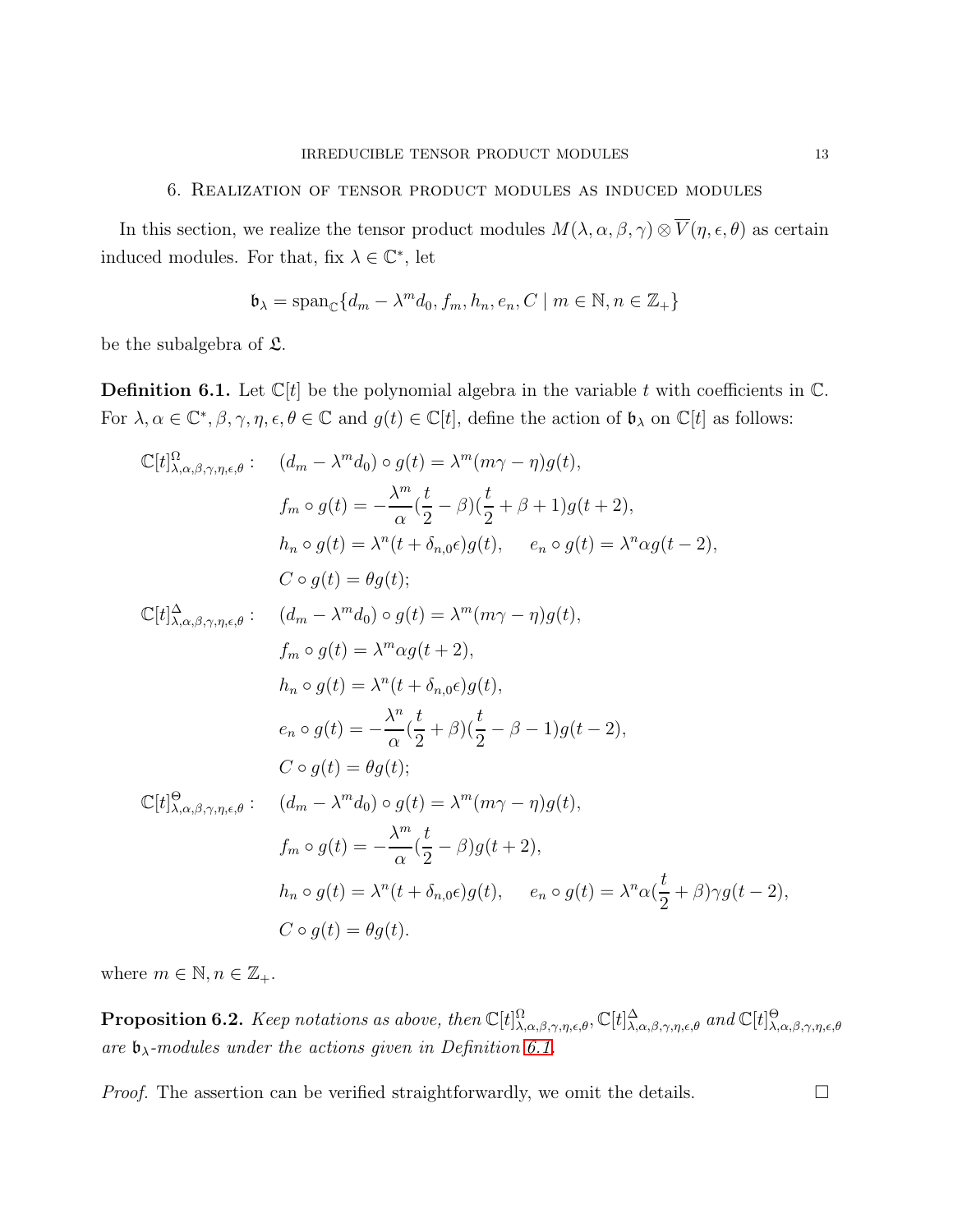## 6. Realization of tensor product modules as induced modules

In this section, we realize the tensor product modules $M(\lambda,\alpha,\beta,\gamma)\otimes\overline{V}(\eta,\epsilon,\theta)$ as certain induced modules. For that, fix $\lambda\in\mathbb{C}^*$, let

$$\mathfrak{b}_\lambda=\operatorname{span}_{\mathbb{C}}\{d_m-\lambda^m d_0, f_m, h_n, e_n, C \mid m\in\mathbb{N}, n\in\mathbb{Z}_+\}$$

be the subalgebra of $\mathfrak{L}$.

**Definition 6.1.** Let $\mathbb{C}[t]$ be the polynomial algebra in the variable $t$ with coefficients in $\mathbb{C}$. For $\lambda,\alpha\in\mathbb{C}^*,\beta,\gamma,\eta,\epsilon,\theta\in\mathbb{C}$ and $g(t)\in\mathbb{C}[t]$, define the action of $\mathfrak{b}_\lambda$ on $\mathbb{C}[t]$ as follows:

$$\begin{aligned}
\mathbb{C}[t]^{\Omega}_{\lambda,\alpha,\beta,\gamma,\eta,\epsilon,\theta}:\quad & (d_m-\lambda^m d_0)\circ g(t)=\lambda^m(m\gamma-\eta)g(t),\\
& f_m\circ g(t)=-\frac{\lambda^m}{\alpha}\left(\frac{t}{2}-\beta\right)\left(\frac{t}{2}+\beta+1\right)g(t+2),\\
& h_n\circ g(t)=\lambda^n(t+\delta_{n,0}\epsilon)g(t),\qquad e_n\circ g(t)=\lambda^n\alpha g(t-2),\\
& C\circ g(t)=\theta g(t);\\
\mathbb{C}[t]^{\Delta}_{\lambda,\alpha,\beta,\gamma,\eta,\epsilon,\theta}:\quad & (d_m-\lambda^m d_0)\circ g(t)=\lambda^m(m\gamma-\eta)g(t),\\
& f_m\circ g(t)=\lambda^m\alpha g(t+2),\\
& h_n\circ g(t)=\lambda^n(t+\delta_{n,0}\epsilon)g(t),\\
& e_n\circ g(t)=-\frac{\lambda^n}{\alpha}\left(\frac{t}{2}+\beta\right)\left(\frac{t}{2}-\beta-1\right)g(t-2),\\
& C\circ g(t)=\theta g(t);\\
\mathbb{C}[t]^{\Theta}_{\lambda,\alpha,\beta,\gamma,\eta,\epsilon,\theta}:\quad & (d_m-\lambda^m d_0)\circ g(t)=\lambda^m(m\gamma-\eta)g(t),\\
& f_m\circ g(t)=-\frac{\lambda^m}{\alpha}\left(\frac{t}{2}-\beta\right)g(t+2),\\
& h_n\circ g(t)=\lambda^n(t+\delta_{n,0}\epsilon)g(t),\qquad e_n\circ g(t)=\lambda^n\alpha\left(\frac{t}{2}+\beta\right)\gamma g(t-2),\\
& C\circ g(t)=\theta g(t).
\end{aligned}$$

where $m\in\mathbb{N}, n\in\mathbb{Z}_+$.

**Proposition 6.2.** *Keep notations as above, then $\mathbb{C}[t]^{\Omega}_{\lambda,\alpha,\beta,\gamma,\eta,\epsilon,\theta}$, $\mathbb{C}[t]^{\Delta}_{\lambda,\alpha,\beta,\gamma,\eta,\epsilon,\theta}$ and $\mathbb{C}[t]^{\Theta}_{\lambda,\alpha,\beta,\gamma,\eta,\epsilon,\theta}$ are $\mathfrak{b}_\lambda$-modules under the actions given in Definition 6.1.*

*Proof.* The assertion can be verified straightforwardly, we omit the details. □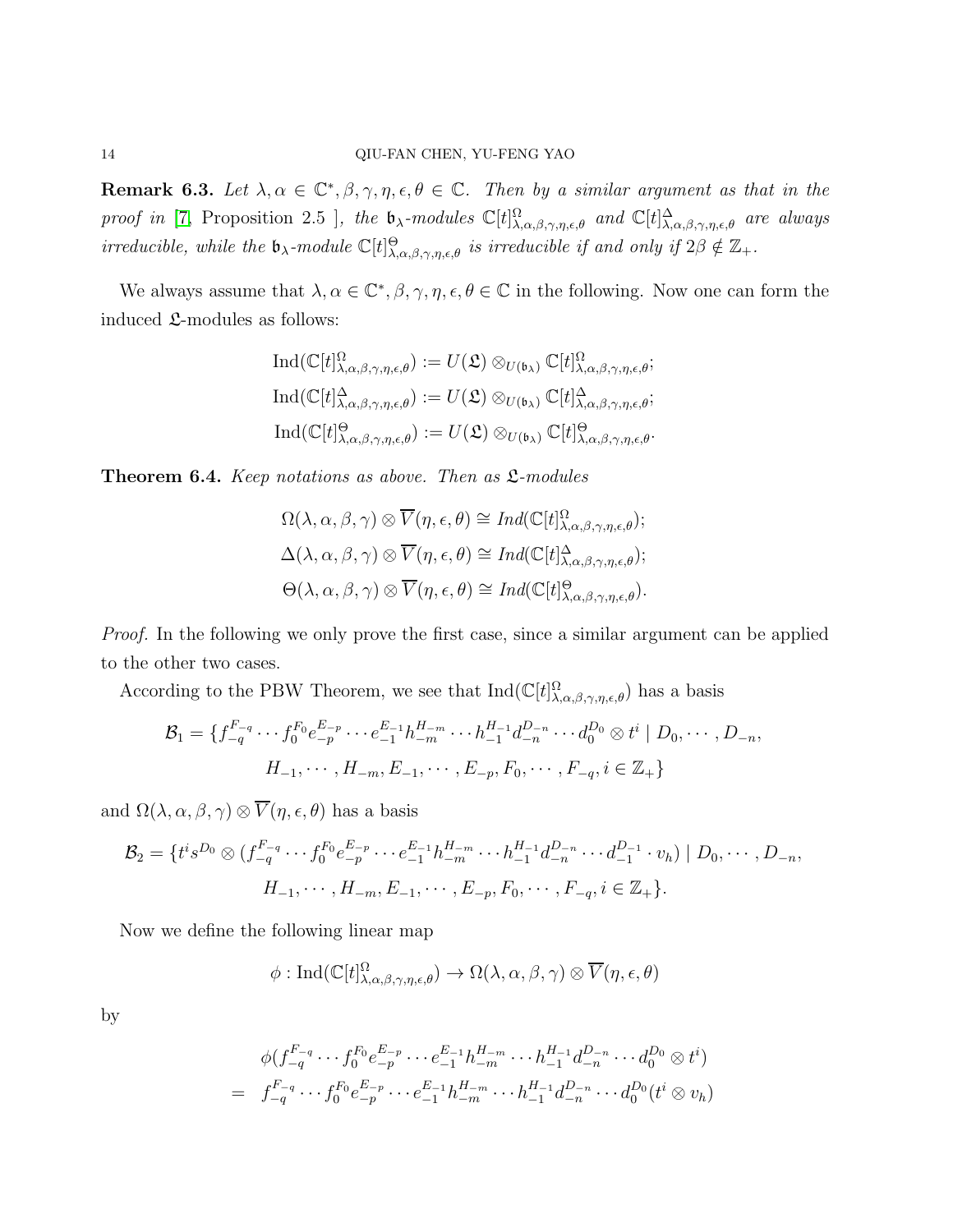**Remark 6.3.** *Let $\lambda, \alpha \in \mathbb{C}^*, \beta, \gamma, \eta, \epsilon, \theta \in \mathbb{C}$. Then by a similar argument as that in the proof in* [7, Proposition 2.5 ], *the $\mathfrak{b}_\lambda$-modules $\mathbb{C}[t]^{\Omega}_{\lambda,\alpha,\beta,\gamma,\eta,\epsilon,\theta}$ and $\mathbb{C}[t]^{\Delta}_{\lambda,\alpha,\beta,\gamma,\eta,\epsilon,\theta}$ are always irreducible, while the $\mathfrak{b}_\lambda$-module $\mathbb{C}[t]^{\Theta}_{\lambda,\alpha,\beta,\gamma,\eta,\epsilon,\theta}$ is irreducible if and only if $2\beta \notin \mathbb{Z}_+$.*

We always assume that $\lambda, \alpha \in \mathbb{C}^*, \beta, \gamma, \eta, \epsilon, \theta \in \mathbb{C}$ in the following. Now one can form the induced $\mathfrak{L}$-modules as follows:

$$\mathrm{Ind}(\mathbb{C}[t]^{\Omega}_{\lambda,\alpha,\beta,\gamma,\eta,\epsilon,\theta}) := U(\mathfrak{L}) \otimes_{U(\mathfrak{b}_\lambda)} \mathbb{C}[t]^{\Omega}_{\lambda,\alpha,\beta,\gamma,\eta,\epsilon,\theta};$$
$$\mathrm{Ind}(\mathbb{C}[t]^{\Delta}_{\lambda,\alpha,\beta,\gamma,\eta,\epsilon,\theta}) := U(\mathfrak{L}) \otimes_{U(\mathfrak{b}_\lambda)} \mathbb{C}[t]^{\Delta}_{\lambda,\alpha,\beta,\gamma,\eta,\epsilon,\theta};$$
$$\mathrm{Ind}(\mathbb{C}[t]^{\Theta}_{\lambda,\alpha,\beta,\gamma,\eta,\epsilon,\theta}) := U(\mathfrak{L}) \otimes_{U(\mathfrak{b}_\lambda)} \mathbb{C}[t]^{\Theta}_{\lambda,\alpha,\beta,\gamma,\eta,\epsilon,\theta}.$$

**Theorem 6.4.** *Keep notations as above. Then as $\mathfrak{L}$-modules*

$$\Omega(\lambda, \alpha, \beta, \gamma) \otimes \overline{V}(\eta, \epsilon, \theta) \cong Ind(\mathbb{C}[t]^{\Omega}_{\lambda,\alpha,\beta,\gamma,\eta,\epsilon,\theta});$$
$$\Delta(\lambda, \alpha, \beta, \gamma) \otimes \overline{V}(\eta, \epsilon, \theta) \cong Ind(\mathbb{C}[t]^{\Delta}_{\lambda,\alpha,\beta,\gamma,\eta,\epsilon,\theta});$$
$$\Theta(\lambda, \alpha, \beta, \gamma) \otimes \overline{V}(\eta, \epsilon, \theta) \cong Ind(\mathbb{C}[t]^{\Theta}_{\lambda,\alpha,\beta,\gamma,\eta,\epsilon,\theta}).$$

*Proof.* In the following we only prove the first case, since a similar argument can be applied to the other two cases.

According to the PBW Theorem, we see that $\mathrm{Ind}(\mathbb{C}[t]^{\Omega}_{\lambda,\alpha,\beta,\gamma,\eta,\epsilon,\theta})$ has a basis

$$\mathcal{B}_1 = \{f_{-q}^{F_{-q}} \cdots f_0^{F_0} e_{-p}^{E_{-p}} \cdots e_{-1}^{E_{-1}} h_{-m}^{H_{-m}} \cdots h_{-1}^{H_{-1}} d_{-n}^{D_{-n}} \cdots d_0^{D_0} \otimes t^i \mid D_0, \cdots, D_{-n},$$
$$H_{-1}, \cdots, H_{-m}, E_{-1}, \cdots, E_{-p}, F_0, \cdots, F_{-q}, i \in \mathbb{Z}_+\}$$

and $\Omega(\lambda, \alpha, \beta, \gamma) \otimes \overline{V}(\eta, \epsilon, \theta)$ has a basis

$$\mathcal{B}_2 = \{t^i s^{D_0} \otimes (f_{-q}^{F_{-q}} \cdots f_0^{F_0} e_{-p}^{E_{-p}} \cdots e_{-1}^{E_{-1}} h_{-m}^{H_{-m}} \cdots h_{-1}^{H_{-1}} d_{-n}^{D_{-n}} \cdots d_{-1}^{D_{-1}} \cdot v_h) \mid D_0, \cdots, D_{-n},$$
$$H_{-1}, \cdots, H_{-m}, E_{-1}, \cdots, E_{-p}, F_0, \cdots, F_{-q}, i \in \mathbb{Z}_+\}.$$

Now we define the following linear map

$$\phi : \mathrm{Ind}(\mathbb{C}[t]^{\Omega}_{\lambda,\alpha,\beta,\gamma,\eta,\epsilon,\theta}) \to \Omega(\lambda, \alpha, \beta, \gamma) \otimes \overline{V}(\eta, \epsilon, \theta)$$

by

$$\begin{aligned}
&\phi(f_{-q}^{F_{-q}} \cdots f_0^{F_0} e_{-p}^{E_{-p}} \cdots e_{-1}^{E_{-1}} h_{-m}^{H_{-m}} \cdots h_{-1}^{H_{-1}} d_{-n}^{D_{-n}} \cdots d_0^{D_0} \otimes t^i) \\
= \ & f_{-q}^{F_{-q}} \cdots f_0^{F_0} e_{-p}^{E_{-p}} \cdots e_{-1}^{E_{-1}} h_{-m}^{H_{-m}} \cdots h_{-1}^{H_{-1}} d_{-n}^{D_{-n}} \cdots d_0^{D_0} (t^i \otimes v_h)
\end{aligned}$$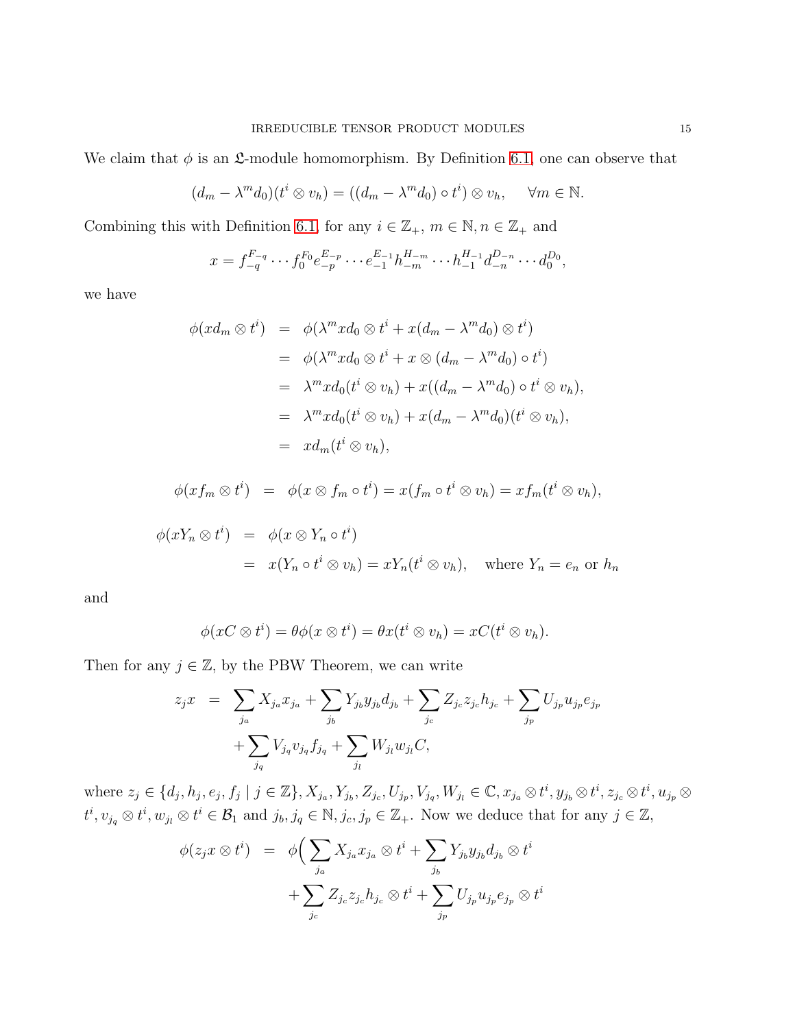We claim that $\phi$ is an $\mathfrak{L}$-module homomorphism. By Definition 6.1, one can observe that

$$(d_m - \lambda^m d_0)(t^i \otimes v_h) = ((d_m - \lambda^m d_0) \circ t^i) \otimes v_h, \qquad \forall m \in \mathbb{N}.$$

Combining this with Definition 6.1, for any $i \in \mathbb{Z}_+$, $m \in \mathbb{N}, n \in \mathbb{Z}_+$ and

$$x = f_{-q}^{F_{-q}} \cdots f_0^{F_0} e_{-p}^{E_{-p}} \cdots e_{-1}^{E_{-1}} h_{-m}^{H_{-m}} \cdots h_{-1}^{H_{-1}} d_{-n}^{D_{-n}} \cdots d_0^{D_0},$$

we have

$$\begin{aligned}
\phi(xd_m \otimes t^i) &= \phi(\lambda^m x d_0 \otimes t^i + x(d_m - \lambda^m d_0) \otimes t^i) \\
&= \phi(\lambda^m x d_0 \otimes t^i + x \otimes (d_m - \lambda^m d_0) \circ t^i) \\
&= \lambda^m x d_0(t^i \otimes v_h) + x((d_m - \lambda^m d_0) \circ t^i \otimes v_h), \\
&= \lambda^m x d_0(t^i \otimes v_h) + x(d_m - \lambda^m d_0)(t^i \otimes v_h), \\
&= x d_m(t^i \otimes v_h),
\end{aligned}$$

$$\phi(xf_m \otimes t^i) = \phi(x \otimes f_m \circ t^i) = x(f_m \circ t^i \otimes v_h) = xf_m(t^i \otimes v_h),$$

$$\begin{aligned}
\phi(xY_n \otimes t^i) &= \phi(x \otimes Y_n \circ t^i) \\
&= x(Y_n \circ t^i \otimes v_h) = xY_n(t^i \otimes v_h), \quad \text{where } Y_n = e_n \text{ or } h_n
\end{aligned}$$

and

$$\phi(xC \otimes t^i) = \theta\phi(x \otimes t^i) = \theta x(t^i \otimes v_h) = xC(t^i \otimes v_h).$$

Then for any $j \in \mathbb{Z}$, by the PBW Theorem, we can write

$$\begin{aligned}
z_j x &= \sum_{j_a} X_{j_a} x_{j_a} + \sum_{j_b} Y_{j_b} y_{j_b} d_{j_b} + \sum_{j_c} Z_{j_c} z_{j_c} h_{j_c} + \sum_{j_p} U_{j_p} u_{j_p} e_{j_p} \\
&\quad + \sum_{j_q} V_{j_q} v_{j_q} f_{j_q} + \sum_{j_l} W_{j_l} w_{j_l} C,
\end{aligned}$$

where $z_j \in \{d_j, h_j, e_j, f_j \mid j \in \mathbb{Z}\}$, $X_{j_a}, Y_{j_b}, Z_{j_c}, U_{j_p}, V_{j_q}, W_{j_l} \in \mathbb{C}$, $x_{j_a} \otimes t^i, y_{j_b} \otimes t^i, z_{j_c} \otimes t^i, u_{j_p} \otimes t^i, v_{j_q} \otimes t^i, w_{j_l} \otimes t^i \in \mathcal{B}_1$ and $j_b, j_q \in \mathbb{N}$, $j_c, j_p \in \mathbb{Z}_+$. Now we deduce that for any $j \in \mathbb{Z}$,

$$\begin{aligned}
\phi(z_j x \otimes t^i) &= \phi\Big(\sum_{j_a} X_{j_a} x_{j_a} \otimes t^i + \sum_{j_b} Y_{j_b} y_{j_b} d_{j_b} \otimes t^i \\
&\quad + \sum_{j_c} Z_{j_c} z_{j_c} h_{j_c} \otimes t^i + \sum_{j_p} U_{j_p} u_{j_p} e_{j_p} \otimes t^i
\end{aligned}$$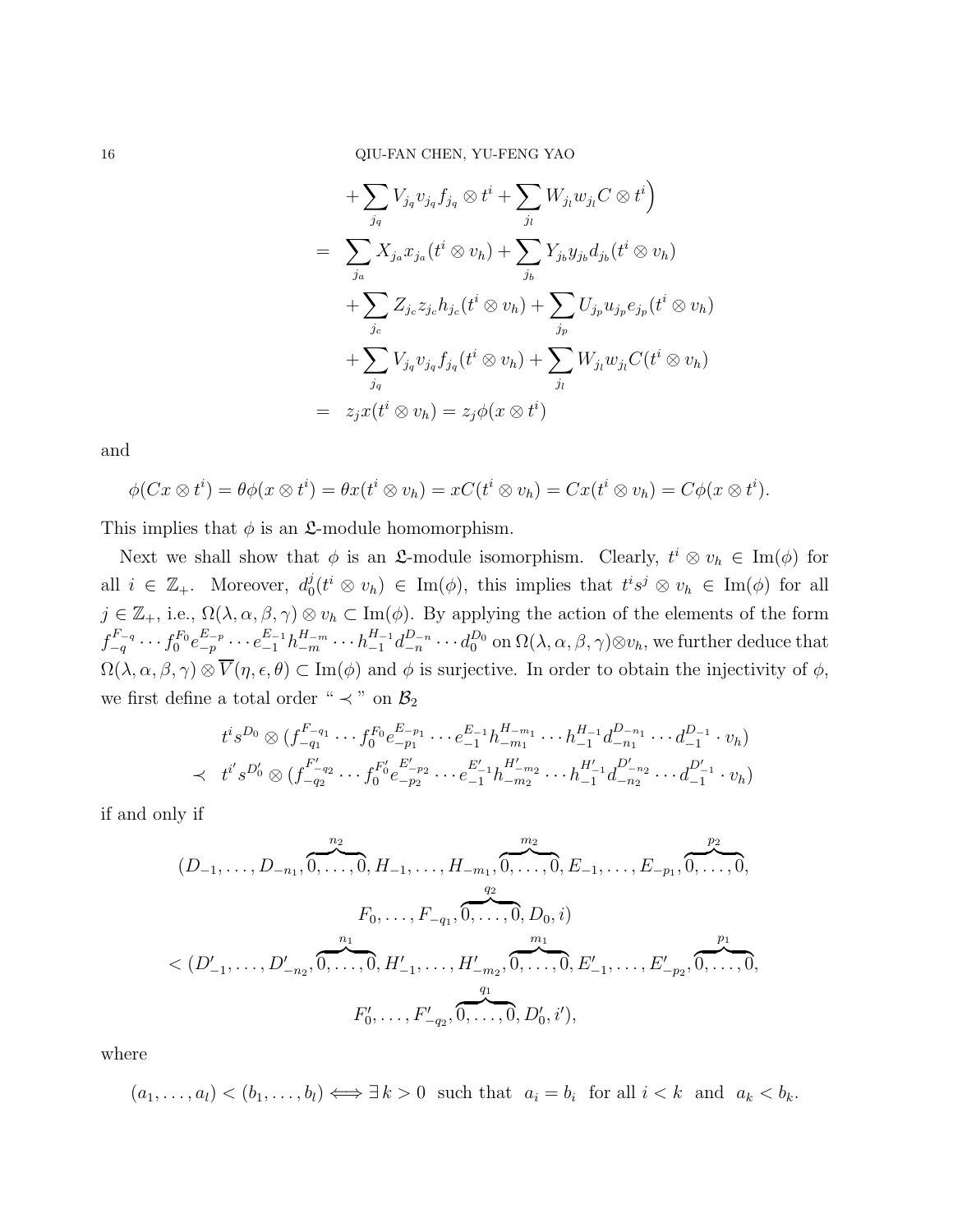$$
\begin{aligned}
&\quad + \sum_{j_q} V_{j_q} v_{j_q} f_{j_q} \otimes t^i + \sum_{j_l} W_{j_l} w_{j_l} C \otimes t^i \Big) \\
&= \sum_{j_a} X_{j_a} x_{j_a} (t^i \otimes v_h) + \sum_{j_b} Y_{j_b} y_{j_b} d_{j_b} (t^i \otimes v_h) \\
&\quad + \sum_{j_c} Z_{j_c} z_{j_c} h_{j_c} (t^i \otimes v_h) + \sum_{j_p} U_{j_p} u_{j_p} e_{j_p} (t^i \otimes v_h) \\
&\quad + \sum_{j_q} V_{j_q} v_{j_q} f_{j_q} (t^i \otimes v_h) + \sum_{j_l} W_{j_l} w_{j_l} C (t^i \otimes v_h) \\
&= z_j x (t^i \otimes v_h) = z_j \phi(x \otimes t^i)
\end{aligned}
$$

and

$$
\phi(Cx \otimes t^i) = \theta \phi(x \otimes t^i) = \theta x(t^i \otimes v_h) = xC(t^i \otimes v_h) = Cx(t^i \otimes v_h) = C\phi(x \otimes t^i).
$$

This implies that $\phi$ is an $\mathfrak{L}$-module homomorphism.

Next we shall show that $\phi$ is an $\mathfrak{L}$-module isomorphism. Clearly, $t^i \otimes v_h \in \operatorname{Im}(\phi)$ for all $i \in \mathbb{Z}_+$. Moreover, $d_0^j(t^i \otimes v_h) \in \operatorname{Im}(\phi)$, this implies that $t^i s^j \otimes v_h \in \operatorname{Im}(\phi)$ for all $j \in \mathbb{Z}_+$, i.e., $\Omega(\lambda, \alpha, \beta, \gamma) \otimes v_h \subset \operatorname{Im}(\phi)$. By applying the action of the elements of the form $f_{-q}^{F_{-q}} \cdots f_0^{F_0} e_{-p}^{E_{-p}} \cdots e_{-1}^{E_{-1}} h_{-m}^{H_{-m}} \cdots h_{-1}^{H_{-1}} d_{-n}^{D_{-n}} \cdots d_0^{D_0}$ on $\Omega(\lambda, \alpha, \beta, \gamma) \otimes v_h$, we further deduce that $\Omega(\lambda, \alpha, \beta, \gamma) \otimes \overline{V}(\eta, \epsilon, \theta) \subset \operatorname{Im}(\phi)$ and $\phi$ is surjective. In order to obtain the injectivity of $\phi$, we first define a total order "$\prec$" on $\mathcal{B}_2$

$$
\begin{aligned}
& t^i s^{D_0} \otimes (f_{-q_1}^{F_{-q_1}} \cdots f_0^{F_0} e_{-p_1}^{E_{-p_1}} \cdots e_{-1}^{E_{-1}} h_{-m_1}^{H_{-m_1}} \cdots h_{-1}^{H_{-1}} d_{-n_1}^{D_{-n_1}} \cdots d_{-1}^{D_{-1}} \cdot v_h) \\
\prec\ & t^{i'} s^{D_0'} \otimes (f_{-q_2}^{F'_{-q_2}} \cdots f_0^{F'_0} e_{-p_2}^{E'_{-p_2}} \cdots e_{-1}^{E'_{-1}} h_{-m_2}^{H'_{-m_2}} \cdots h_{-1}^{H'_{-1}} d_{-n_2}^{D'_{-n_2}} \cdots d_{-1}^{D'_{-1}} \cdot v_h)
\end{aligned}
$$

if and only if

$$
\begin{aligned}
&(D_{-1}, \ldots, D_{-n_1}, \overbrace{0, \ldots, 0}^{n_2}, H_{-1}, \ldots, H_{-m_1}, \overbrace{0, \ldots, 0}^{m_2}, E_{-1}, \ldots, E_{-p_1}, \overbrace{0, \ldots, 0}^{p_2}, \\
&\qquad F_0, \ldots, F_{-q_1}, \overbrace{0, \ldots, 0}^{q_2}, D_0, i) \\
&< (D'_{-1}, \ldots, D'_{-n_2}, \overbrace{0, \ldots, 0}^{n_1}, H'_{-1}, \ldots, H'_{-m_2}, \overbrace{0, \ldots, 0}^{m_1}, E'_{-1}, \ldots, E'_{-p_2}, \overbrace{0, \ldots, 0}^{p_1}, \\
&\qquad F'_0, \ldots, F'_{-q_2}, \overbrace{0, \ldots, 0}^{q_1}, D'_0, i'),
\end{aligned}
$$

where

$$
(a_1, \ldots, a_l) < (b_1, \ldots, b_l) \Longleftrightarrow \exists\, k > 0 \ \text{ such that } \ a_i = b_i \ \text{ for all } i < k \ \text{ and } \ a_k < b_k.
$$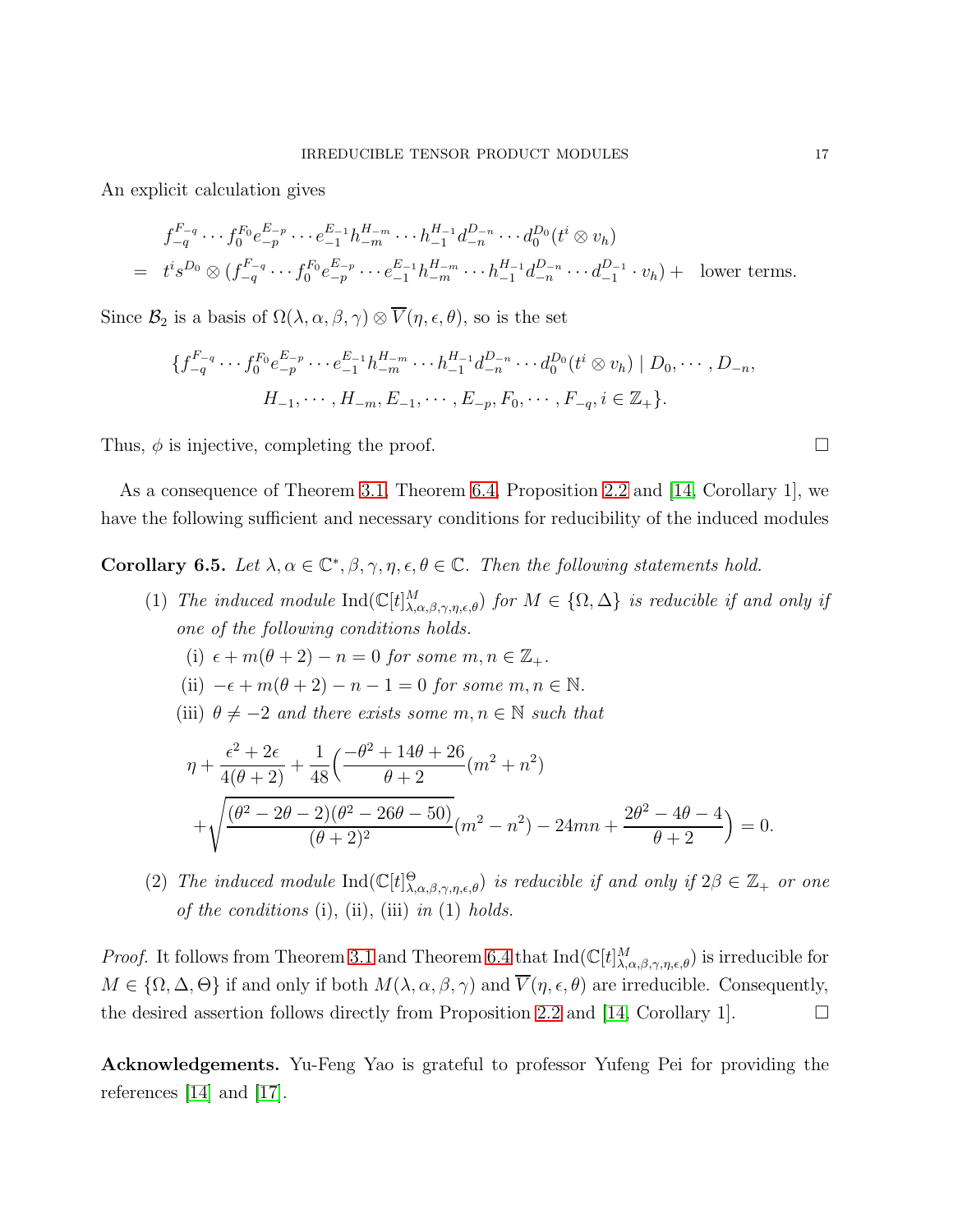An explicit calculation gives

$$
\begin{aligned}
& f_{-q}^{F_{-q}} \cdots f_0^{F_0} e_{-p}^{E_{-p}} \cdots e_{-1}^{E_{-1}} h_{-m}^{H_{-m}} \cdots h_{-1}^{H_{-1}} d_{-n}^{D_{-n}} \cdots d_0^{D_0} (t^i \otimes v_h) \\
= \;\; & t^i s^{D_0} \otimes (f_{-q}^{F_{-q}} \cdots f_0^{F_0} e_{-p}^{E_{-p}} \cdots e_{-1}^{E_{-1}} h_{-m}^{H_{-m}} \cdots h_{-1}^{H_{-1}} d_{-n}^{D_{-n}} \cdots d_{-1}^{D_{-1}} \cdot v_h) + \;\; \text{lower terms.}
\end{aligned}
$$

Since $\mathcal{B}_2$ is a basis of $\Omega(\lambda, \alpha, \beta, \gamma) \otimes \overline{V}(\eta, \epsilon, \theta)$, so is the set

$$
\{ f_{-q}^{F_{-q}} \cdots f_0^{F_0} e_{-p}^{E_{-p}} \cdots e_{-1}^{E_{-1}} h_{-m}^{H_{-m}} \cdots h_{-1}^{H_{-1}} d_{-n}^{D_{-n}} \cdots d_0^{D_0} (t^i \otimes v_h) \mid D_0, \cdots, D_{-n}, \\
H_{-1}, \cdots, H_{-m}, E_{-1}, \cdots, E_{-p}, F_0, \cdots, F_{-q}, i \in \mathbb{Z}_+ \}.
$$

Thus, $\phi$ is injective, completing the proof. $\square$

As a consequence of Theorem 3.1, Theorem 6.4, Proposition 2.2 and [14, Corollary 1], we have the following sufficient and necessary conditions for reducibility of the induced modules

**Corollary 6.5.** *Let $\lambda, \alpha \in \mathbb{C}^*, \beta, \gamma, \eta, \epsilon, \theta \in \mathbb{C}$. Then the following statements hold.*

(1) *The induced module $\mathrm{Ind}(\mathbb{C}[t]^M_{\lambda,\alpha,\beta,\gamma,\eta,\epsilon,\theta})$ for $M \in \{\Omega, \Delta\}$ is reducible if and only if one of the following conditions holds.*

   (i) *$\epsilon + m(\theta + 2) - n = 0$ for some $m, n \in \mathbb{Z}_+$.*

   (ii) *$-\epsilon + m(\theta + 2) - n - 1 = 0$ for some $m, n \in \mathbb{N}$.*

   (iii) *$\theta \neq -2$ and there exists some $m, n \in \mathbb{N}$ such that*

$$
\eta + \frac{\epsilon^2 + 2\epsilon}{4(\theta + 2)} + \frac{1}{48}\Big( \frac{-\theta^2 + 14\theta + 26}{\theta + 2}(m^2 + n^2) \\
+ \sqrt{\frac{(\theta^2 - 2\theta - 2)(\theta^2 - 26\theta - 50)}{(\theta + 2)^2}}(m^2 - n^2) - 24mn + \frac{2\theta^2 - 4\theta - 4}{\theta + 2} \Big) = 0.
$$

(2) *The induced module $\mathrm{Ind}(\mathbb{C}[t]^\Theta_{\lambda,\alpha,\beta,\gamma,\eta,\epsilon,\theta})$ is reducible if and only if $2\beta \in \mathbb{Z}_+$ or one of the conditions* (i), (ii), (iii) *in* (1) *holds.*

*Proof.* It follows from Theorem 3.1 and Theorem 6.4 that $\mathrm{Ind}(\mathbb{C}[t]^M_{\lambda,\alpha,\beta,\gamma,\eta,\epsilon,\theta})$ is irreducible for $M \in \{\Omega, \Delta, \Theta\}$ if and only if both $M(\lambda, \alpha, \beta, \gamma)$ and $\overline{V}(\eta, \epsilon, \theta)$ are irreducible. Consequently, the desired assertion follows directly from Proposition 2.2 and [14, Corollary 1]. $\square$

**Acknowledgements.** Yu-Feng Yao is grateful to professor Yufeng Pei for providing the references [14] and [17].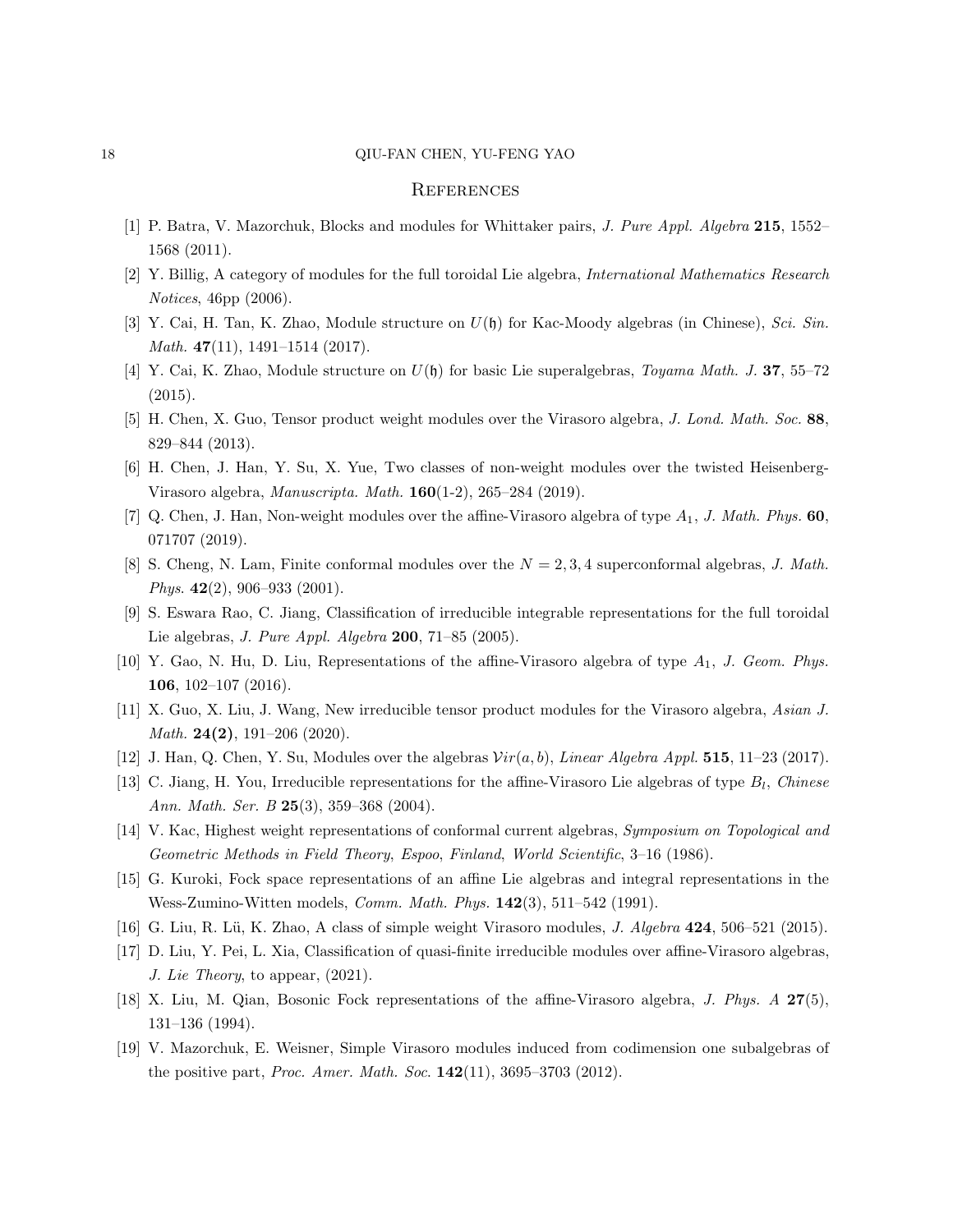## References

[1] P. Batra, V. Mazorchuk, Blocks and modules for Whittaker pairs, *J. Pure Appl. Algebra* **215**, 1552–1568 (2011).

[2] Y. Billig, A category of modules for the full toroidal Lie algebra, *International Mathematics Research Notices*, 46pp (2006).

[3] Y. Cai, H. Tan, K. Zhao, Module structure on $U(\mathfrak{h})$ for Kac-Moody algebras (in Chinese), *Sci. Sin. Math.* **47**(11), 1491–1514 (2017).

[4] Y. Cai, K. Zhao, Module structure on $U(\mathfrak{h})$ for basic Lie superalgebras, *Toyama Math. J.* **37**, 55–72 (2015).

[5] H. Chen, X. Guo, Tensor product weight modules over the Virasoro algebra, *J. Lond. Math. Soc.* **88**, 829–844 (2013).

[6] H. Chen, J. Han, Y. Su, X. Yue, Two classes of non-weight modules over the twisted Heisenberg-Virasoro algebra, *Manuscripta. Math.* **160**(1-2), 265–284 (2019).

[7] Q. Chen, J. Han, Non-weight modules over the affine-Virasoro algebra of type $A_1$, *J. Math. Phys.* **60**, 071707 (2019).

[8] S. Cheng, N. Lam, Finite conformal modules over the $N = 2, 3, 4$ superconformal algebras, *J. Math. Phys.* **42**(2), 906–933 (2001).

[9] S. Eswara Rao, C. Jiang, Classification of irreducible integrable representations for the full toroidal Lie algebras, *J. Pure Appl. Algebra* **200**, 71–85 (2005).

[10] Y. Gao, N. Hu, D. Liu, Representations of the affine-Virasoro algebra of type $A_1$, *J. Geom. Phys.* **106**, 102–107 (2016).

[11] X. Guo, X. Liu, J. Wang, New irreducible tensor product modules for the Virasoro algebra, *Asian J. Math.* **24(2)**, 191–206 (2020).

[12] J. Han, Q. Chen, Y. Su, Modules over the algebras $\mathcal{V}ir(a, b)$, *Linear Algebra Appl.* **515**, 11–23 (2017).

[13] C. Jiang, H. You, Irreducible representations for the affine-Virasoro Lie algebras of type $B_l$, *Chinese Ann. Math. Ser. B* **25**(3), 359–368 (2004).

[14] V. Kac, Highest weight representations of conformal current algebras, *Symposium on Topological and Geometric Methods in Field Theory, Espoo, Finland, World Scientific*, 3–16 (1986).

[15] G. Kuroki, Fock space representations of an affine Lie algebras and integral representations in the Wess-Zumino-Witten models, *Comm. Math. Phys.* **142**(3), 511–542 (1991).

[16] G. Liu, R. Lü, K. Zhao, A class of simple weight Virasoro modules, *J. Algebra* **424**, 506–521 (2015).

[17] D. Liu, Y. Pei, L. Xia, Classification of quasi-finite irreducible modules over affine-Virasoro algebras, *J. Lie Theory*, to appear, (2021).

[18] X. Liu, M. Qian, Bosonic Fock representations of the affine-Virasoro algebra, *J. Phys. A* **27**(5), 131–136 (1994).

[19] V. Mazorchuk, E. Weisner, Simple Virasoro modules induced from codimension one subalgebras of the positive part, *Proc. Amer. Math. Soc.* **142**(11), 3695–3703 (2012).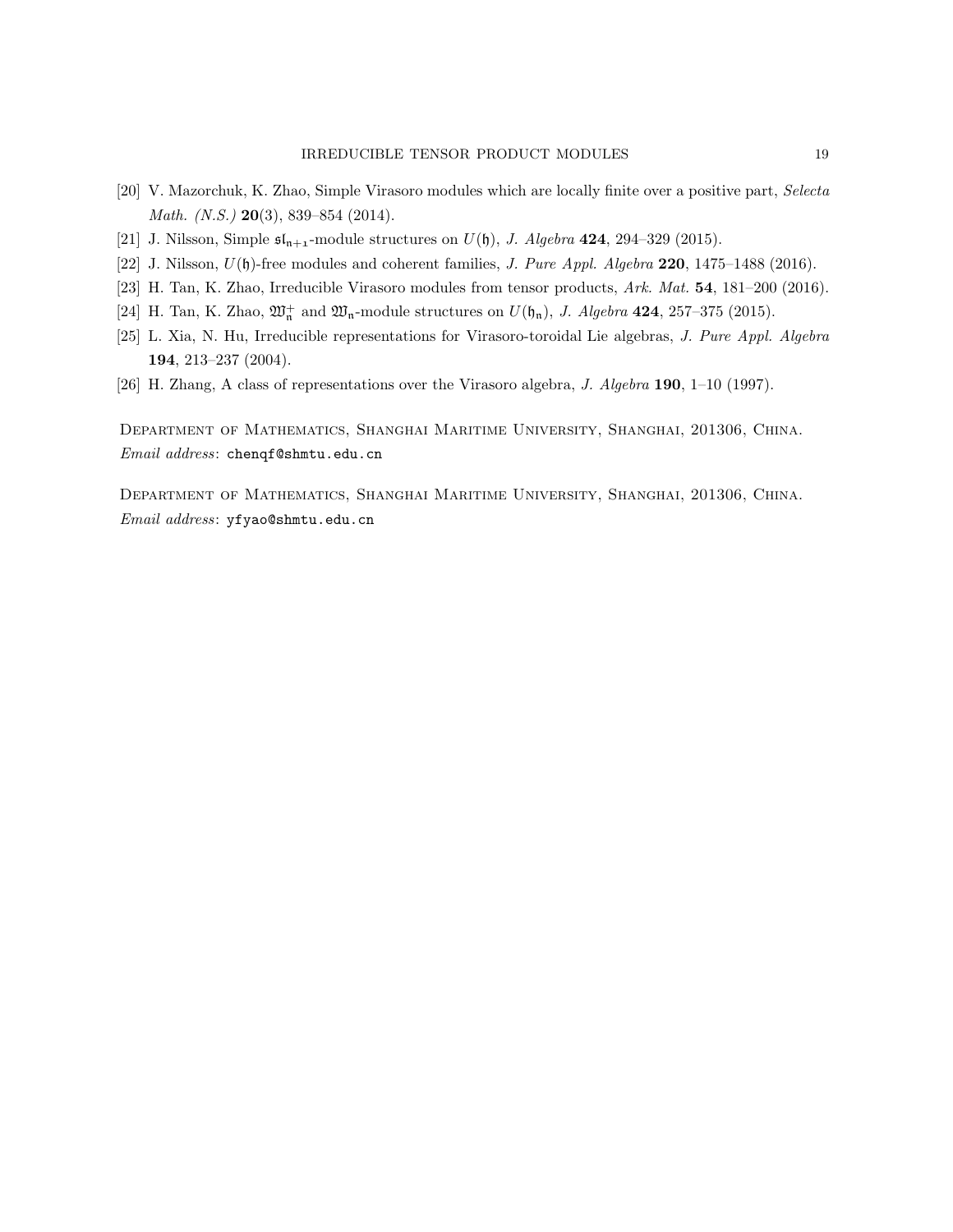[20] V. Mazorchuk, K. Zhao, Simple Virasoro modules which are locally finite over a positive part, *Selecta Math. (N.S.)* **20**(3), 839–854 (2014).

[21] J. Nilsson, Simple $\mathfrak{sl}_{\mathfrak{n}+1}$-module structures on $U(\mathfrak{h})$, *J. Algebra* **424**, 294–329 (2015).

[22] J. Nilsson, $U(\mathfrak{h})$-free modules and coherent families, *J. Pure Appl. Algebra* **220**, 1475–1488 (2016).

[23] H. Tan, K. Zhao, Irreducible Virasoro modules from tensor products, *Ark. Mat.* **54**, 181–200 (2016).

[24] H. Tan, K. Zhao, $\mathfrak{W}_{\mathfrak{n}}^{+}$ and $\mathfrak{W}_{\mathfrak{n}}$-module structures on $U(\mathfrak{h}_{\mathfrak{n}})$, *J. Algebra* **424**, 257–375 (2015).

[25] L. Xia, N. Hu, Irreducible representations for Virasoro-toroidal Lie algebras, *J. Pure Appl. Algebra* **194**, 213–237 (2004).

[26] H. Zhang, A class of representations over the Virasoro algebra, *J. Algebra* **190**, 1–10 (1997).

Department of Mathematics, Shanghai Maritime University, Shanghai, 201306, China.
*Email address*: `chenqf@shmtu.edu.cn`

Department of Mathematics, Shanghai Maritime University, Shanghai, 201306, China.
*Email address*: `yfyao@shmtu.edu.cn`